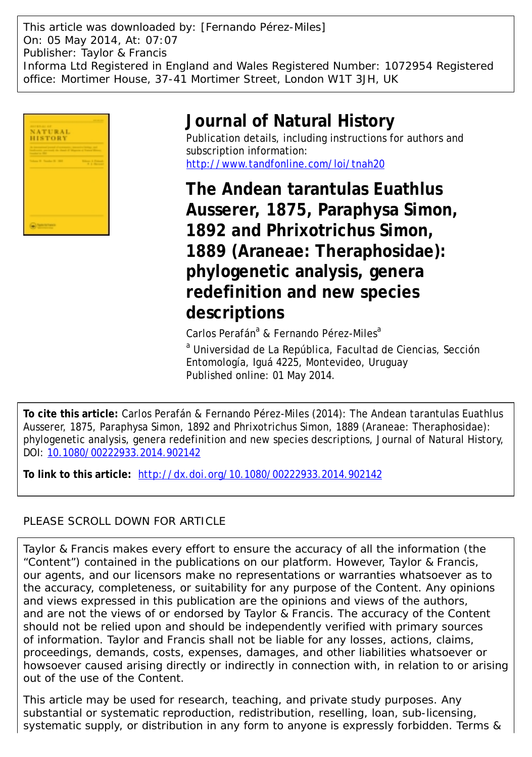This article was downloaded by: [Fernando Pérez-Miles]
On: 05 May 2014, At: 07:07
Publisher: Taylor & Francis
Informa Ltd Registered in England and Wales Registered Number: 1072954 Registered office: Mortimer House, 37-41 Mortimer Street, London W1T 3JH, UK

# Journal of Natural History

Publication details, including instructions for authors and subscription information:
http://www.tandfonline.com/loi/tnah20

# The Andean tarantulas Euathlus Ausserer, 1875, Paraphysa Simon, 1892 and Phrixotrichus Simon, 1889 (Araneae: Theraphosidae): phylogenetic analysis, genera redefinition and new species descriptions

Carlos Perafán[a] & Fernando Pérez-Miles[a]

[a] Universidad de La República, Facultad de Ciencias, Sección Entomología, Iguá 4225, Montevideo, Uruguay

Published online: 01 May 2014.

**To cite this article:** Carlos Perafán & Fernando Pérez-Miles (2014): The Andean tarantulas Euathlus Ausserer, 1875, Paraphysa Simon, 1892 and Phrixotrichus Simon, 1889 (Araneae: Theraphosidae): phylogenetic analysis, genera redefinition and new species descriptions, Journal of Natural History, DOI: 10.1080/00222933.2014.902142

**To link to this article:** http://dx.doi.org/10.1080/00222933.2014.902142

PLEASE SCROLL DOWN FOR ARTICLE

Taylor & Francis makes every effort to ensure the accuracy of all the information (the "Content") contained in the publications on our platform. However, Taylor & Francis, our agents, and our licensors make no representations or warranties whatsoever as to the accuracy, completeness, or suitability for any purpose of the Content. Any opinions and views expressed in this publication are the opinions and views of the authors, and are not the views of or endorsed by Taylor & Francis. The accuracy of the Content should not be relied upon and should be independently verified with primary sources of information. Taylor and Francis shall not be liable for any losses, actions, claims, proceedings, demands, costs, expenses, damages, and other liabilities whatsoever or howsoever caused arising directly or indirectly in connection with, in relation to or arising out of the use of the Content.

This article may be used for research, teaching, and private study purposes. Any substantial or systematic reproduction, redistribution, reselling, loan, sub-licensing, systematic supply, or distribution in any form to anyone is expressly forbidden. Terms &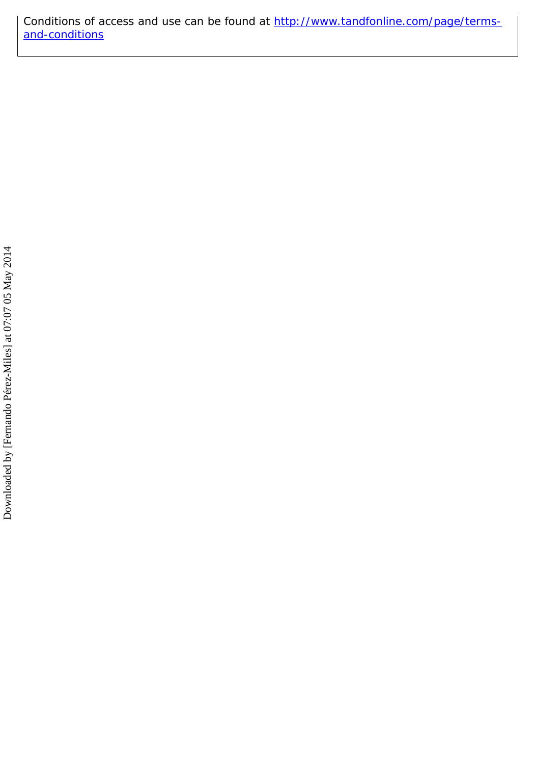Conditions of access and use can be found at http://www.tandfonline.com/page/terms-and-conditions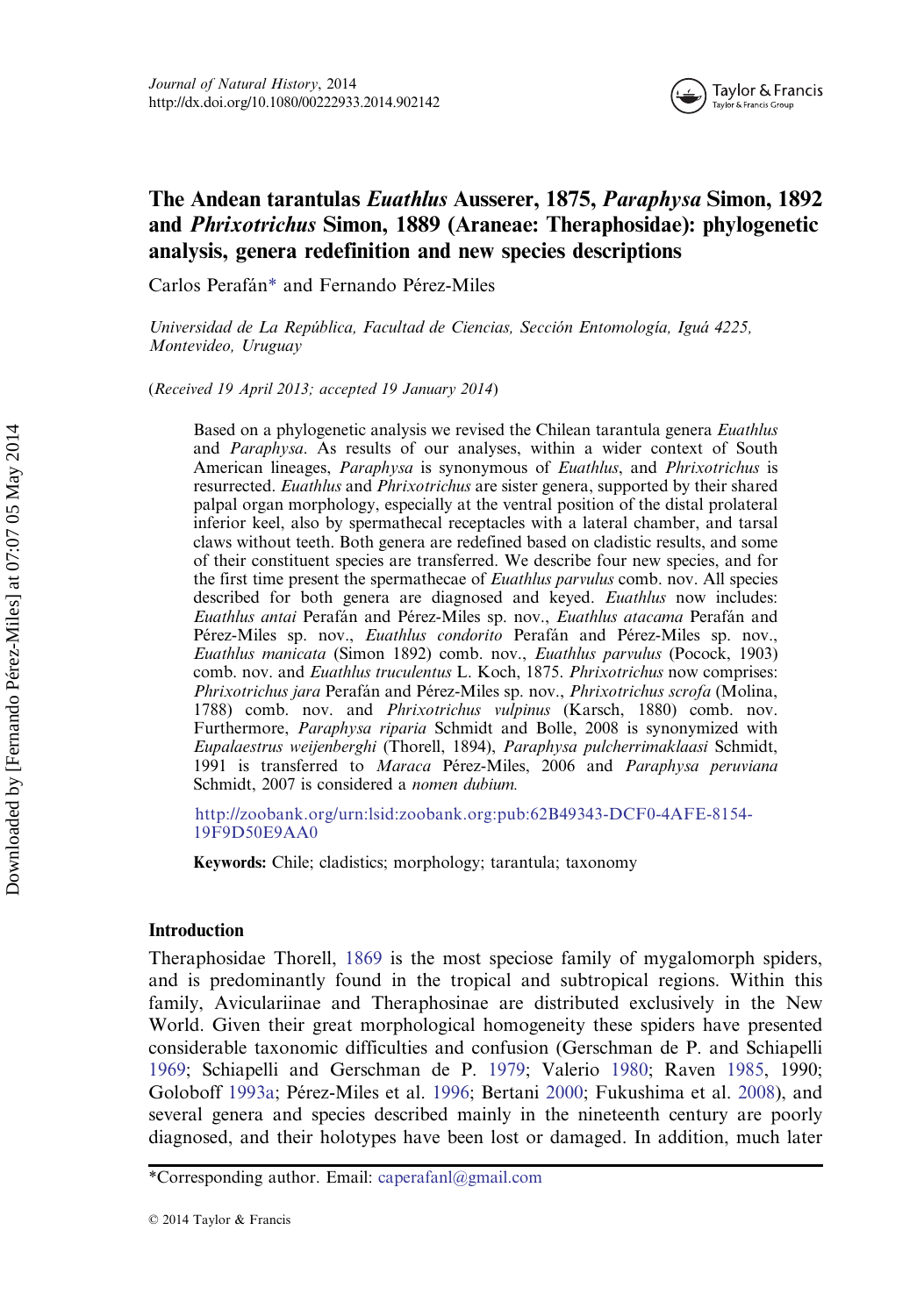# The Andean tarantulas *Euathlus* Ausserer, 1875, *Paraphysa* Simon, 1892 and *Phrixotrichus* Simon, 1889 (Araneae: Theraphosidae): phylogenetic analysis, genera redefinition and new species descriptions

Carlos Perafán* and Fernando Pérez-Miles

*Universidad de La República, Facultad de Ciencias, Sección Entomología, Iguá 4225, Montevideo, Uruguay*

(*Received 19 April 2013; accepted 19 January 2014*)

Based on a phylogenetic analysis we revised the Chilean tarantula genera *Euathlus* and *Paraphysa*. As results of our analyses, within a wider context of South American lineages, *Paraphysa* is synonymous of *Euathlus*, and *Phrixotrichus* is resurrected. *Euathlus* and *Phrixotrichus* are sister genera, supported by their shared palpal organ morphology, especially at the ventral position of the distal prolateral inferior keel, also by spermathecal receptacles with a lateral chamber, and tarsal claws without teeth. Both genera are redefined based on cladistic results, and some of their constituent species are transferred. We describe four new species, and for the first time present the spermathecae of *Euathlus parvulus* comb. nov. All species described for both genera are diagnosed and keyed. *Euathlus* now includes: *Euathlus antai* Perafán and Pérez-Miles sp. nov., *Euathlus atacama* Perafán and Pérez-Miles sp. nov., *Euathlus condorito* Perafán and Pérez-Miles sp. nov., *Euathlus manicata* (Simon 1892) comb. nov., *Euathlus parvulus* (Pocock, 1903) comb. nov. and *Euathlus truculentus* L. Koch, 1875. *Phrixotrichus* now comprises: *Phrixotrichus jara* Perafán and Pérez-Miles sp. nov., *Phrixotrichus scrofa* (Molina, 1788) comb. nov. and *Phrixotrichus vulpinus* (Karsch, 1880) comb. nov. Furthermore, *Paraphysa riparia* Schmidt and Bolle, 2008 is synonymized with *Eupalaestrus weijenberghi* (Thorell, 1894), *Paraphysa pulcherrimaklaasi* Schmidt, 1991 is transferred to *Maraca* Pérez-Miles, 2006 and *Paraphysa peruviana* Schmidt, 2007 is considered a *nomen dubium*.

http://zoobank.org/urn:lsid:zoobank.org:pub:62B49343-DCF0-4AFE-8154-19F9D50E9AA0

**Keywords:** Chile; cladistics; morphology; tarantula; taxonomy

## Introduction

Theraphosidae Thorell, 1869 is the most speciose family of mygalomorph spiders, and is predominantly found in the tropical and subtropical regions. Within this family, Aviculariinae and Theraphosinae are distributed exclusively in the New World. Given their great morphological homogeneity these spiders have presented considerable taxonomic difficulties and confusion (Gerschman de P. and Schiapelli 1969; Schiapelli and Gerschman de P. 1979; Valerio 1980; Raven 1985, 1990; Goloboff 1993a; Pérez-Miles et al. 1996; Bertani 2000; Fukushima et al. 2008), and several genera and species described mainly in the nineteenth century are poorly diagnosed, and their holotypes have been lost or damaged. In addition, much later

*Corresponding author. Email: caperafanl@gmail.com

© 2014 Taylor & Francis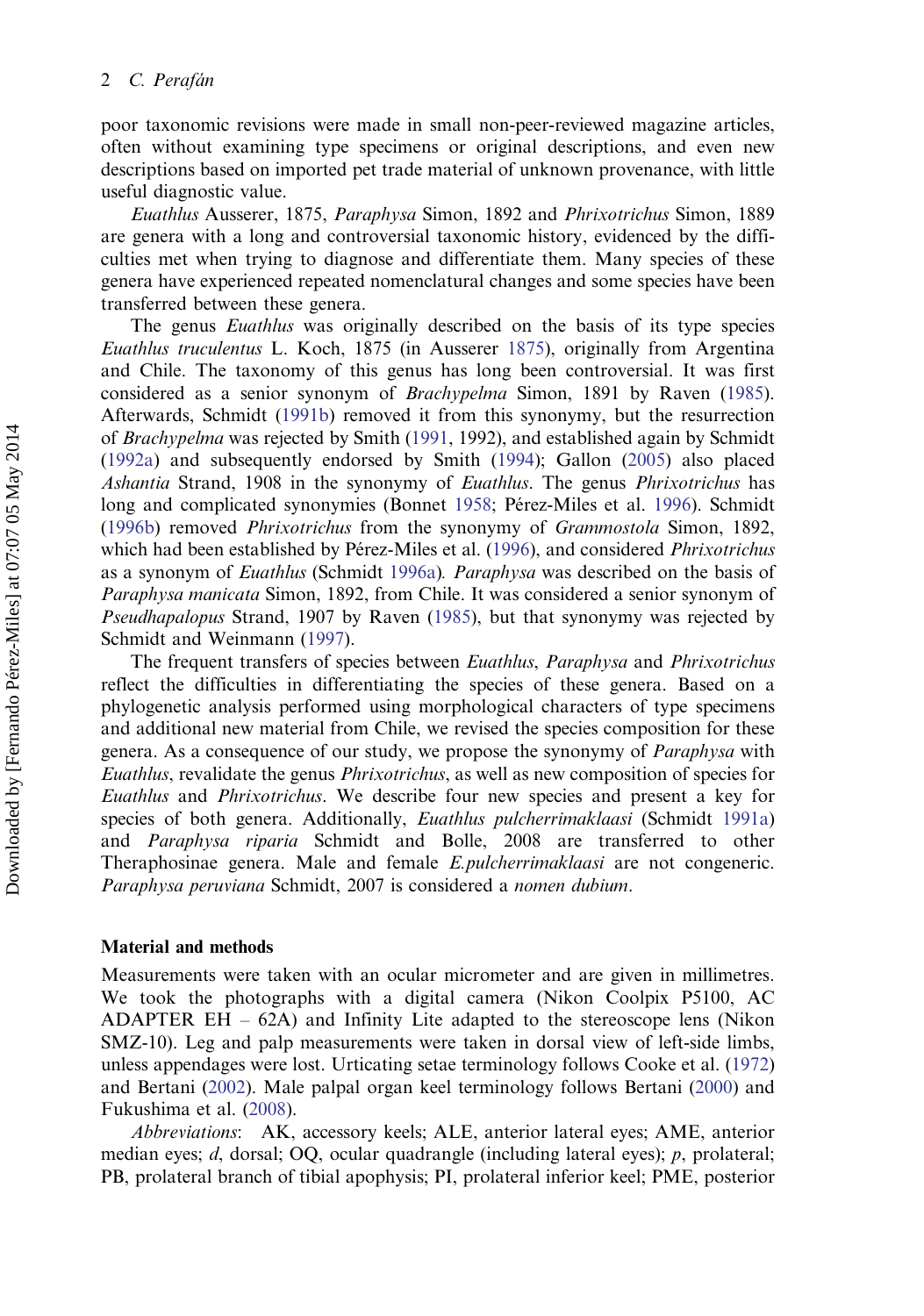poor taxonomic revisions were made in small non-peer-reviewed magazine articles, often without examining type specimens or original descriptions, and even new descriptions based on imported pet trade material of unknown provenance, with little useful diagnostic value.

*Euathlus* Ausserer, 1875, *Paraphysa* Simon, 1892 and *Phrixotrichus* Simon, 1889 are genera with a long and controversial taxonomic history, evidenced by the difficulties met when trying to diagnose and differentiate them. Many species of these genera have experienced repeated nomenclatural changes and some species have been transferred between these genera.

The genus *Euathlus* was originally described on the basis of its type species *Euathlus truculentus* L. Koch, 1875 (in Ausserer 1875), originally from Argentina and Chile. The taxonomy of this genus has long been controversial. It was first considered as a senior synonym of *Brachypelma* Simon, 1891 by Raven (1985). Afterwards, Schmidt (1991b) removed it from this synonymy, but the resurrection of *Brachypelma* was rejected by Smith (1991, 1992), and established again by Schmidt (1992a) and subsequently endorsed by Smith (1994); Gallon (2005) also placed *Ashantia* Strand, 1908 in the synonymy of *Euathlus*. The genus *Phrixotrichus* has long and complicated synonymies (Bonnet 1958; Pérez-Miles et al. 1996). Schmidt (1996b) removed *Phrixotrichus* from the synonymy of *Grammostola* Simon, 1892, which had been established by Pérez-Miles et al. (1996), and considered *Phrixotrichus* as a synonym of *Euathlus* (Schmidt 1996a). *Paraphysa* was described on the basis of *Paraphysa manicata* Simon, 1892, from Chile. It was considered a senior synonym of *Pseudhapalopus* Strand, 1907 by Raven (1985), but that synonymy was rejected by Schmidt and Weinmann (1997).

The frequent transfers of species between *Euathlus*, *Paraphysa* and *Phrixotrichus* reflect the difficulties in differentiating the species of these genera. Based on a phylogenetic analysis performed using morphological characters of type specimens and additional new material from Chile, we revised the species composition for these genera. As a consequence of our study, we propose the synonymy of *Paraphysa* with *Euathlus*, revalidate the genus *Phrixotrichus*, as well as new composition of species for *Euathlus* and *Phrixotrichus*. We describe four new species and present a key for species of both genera. Additionally, *Euathlus pulcherrimaklaasi* (Schmidt 1991a) and *Paraphysa riparia* Schmidt and Bolle, 2008 are transferred to other Theraphosinae genera. Male and female *E.pulcherrimaklaasi* are not congeneric. *Paraphysa peruviana* Schmidt, 2007 is considered a *nomen dubium*.

## Material and methods

Measurements were taken with an ocular micrometer and are given in millimetres. We took the photographs with a digital camera (Nikon Coolpix P5100, AC ADAPTER EH – 62A) and Infinity Lite adapted to the stereoscope lens (Nikon SMZ-10). Leg and palp measurements were taken in dorsal view of left-side limbs, unless appendages were lost. Urticating setae terminology follows Cooke et al. (1972) and Bertani (2002). Male palpal organ keel terminology follows Bertani (2000) and Fukushima et al. (2008).

*Abbreviations*: AK, accessory keels; ALE, anterior lateral eyes; AME, anterior median eyes; *d*, dorsal; OQ, ocular quadrangle (including lateral eyes); *p*, prolateral; PB, prolateral branch of tibial apophysis; PI, prolateral inferior keel; PME, posterior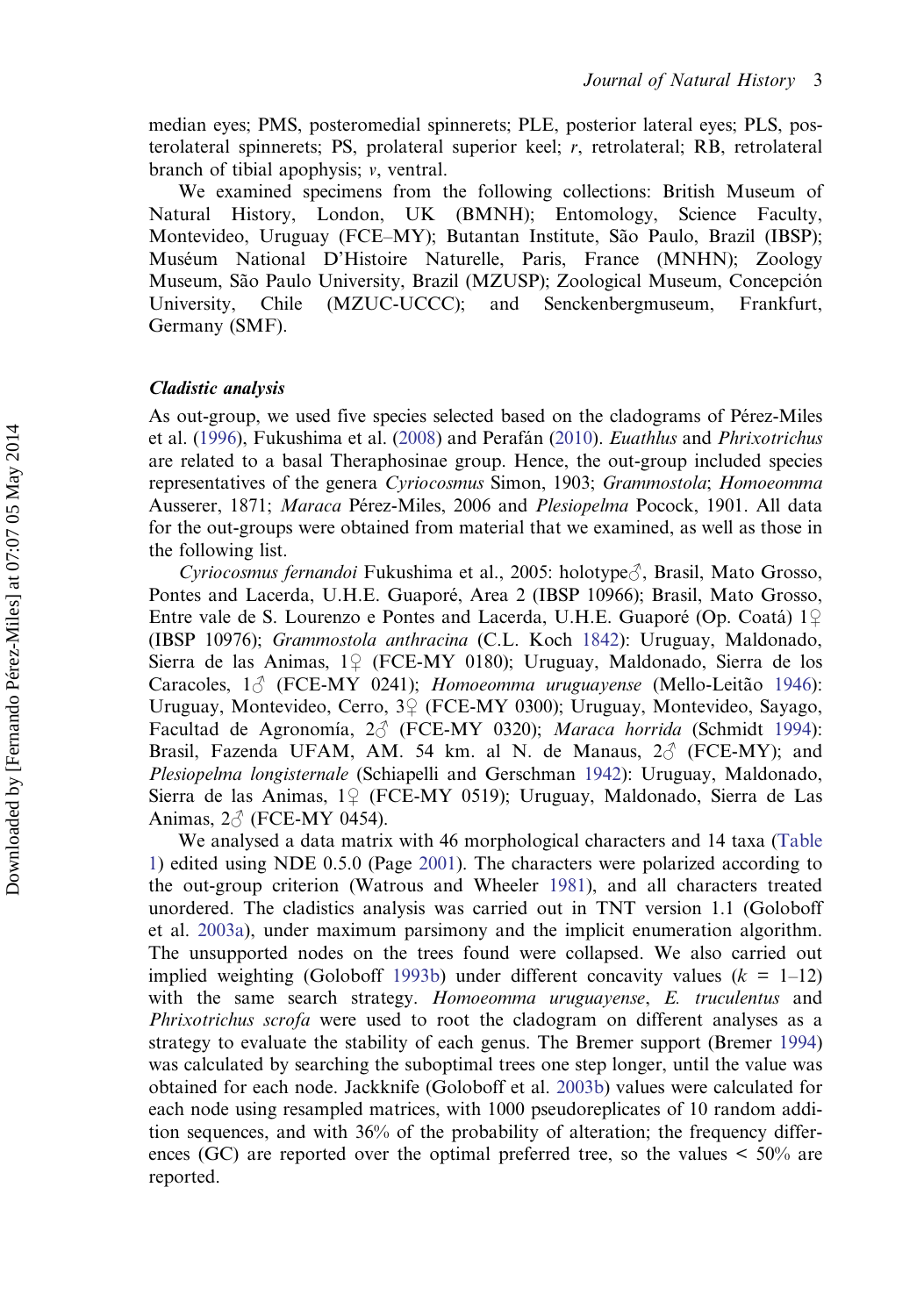median eyes; PMS, posteromedial spinnerets; PLE, posterior lateral eyes; PLS, posterolateral spinnerets; PS, prolateral superior keel; *r*, retrolateral; RB, retrolateral branch of tibial apophysis; *v*, ventral.

We examined specimens from the following collections: British Museum of Natural History, London, UK (BMNH); Entomology, Science Faculty, Montevideo, Uruguay (FCE–MY); Butantan Institute, São Paulo, Brazil (IBSP); Muséum National D'Histoire Naturelle, Paris, France (MNHN); Zoology Museum, São Paulo University, Brazil (MZUSP); Zoological Museum, Concepción University, Chile (MZUC-UCCC); and Senckenbergmuseum, Frankfurt, Germany (SMF).

### Cladistic analysis

As out-group, we used five species selected based on the cladograms of Pérez-Miles et al. (1996), Fukushima et al. (2008) and Perafán (2010). *Euathlus* and *Phrixotrichus* are related to a basal Theraphosinae group. Hence, the out-group included species representatives of the genera *Cyriocosmus* Simon, 1903; *Grammostola*; *Homoeomma* Ausserer, 1871; *Maraca* Pérez-Miles, 2006 and *Plesiopelma* Pocock, 1901. All data for the out-groups were obtained from material that we examined, as well as those in the following list.

*Cyriocosmus fernandoi* Fukushima et al., 2005: holotype♂, Brasil, Mato Grosso, Pontes and Lacerda, U.H.E. Guaporé, Area 2 (IBSP 10966); Brasil, Mato Grosso, Entre vale de S. Lourenzo e Pontes and Lacerda, U.H.E. Guaporé (Op. Coatá) 1♀ (IBSP 10976); *Grammostola anthracina* (C.L. Koch 1842): Uruguay, Maldonado, Sierra de las Animas, 1♀ (FCE-MY 0180); Uruguay, Maldonado, Sierra de los Caracoles, 1♂ (FCE-MY 0241); *Homoeomma uruguayense* (Mello-Leitão 1946): Uruguay, Montevideo, Cerro, 3♀ (FCE-MY 0300); Uruguay, Montevideo, Sayago, Facultad de Agronomía, 2♂ (FCE-MY 0320); *Maraca horrida* (Schmidt 1994): Brasil, Fazenda UFAM, AM. 54 km. al N. de Manaus, 2♂ (FCE-MY); and *Plesiopelma longisternale* (Schiapelli and Gerschman 1942): Uruguay, Maldonado, Sierra de las Animas, 1♀ (FCE-MY 0519); Uruguay, Maldonado, Sierra de Las Animas, 2♂ (FCE-MY 0454).

We analysed a data matrix with 46 morphological characters and 14 taxa (Table 1) edited using NDE 0.5.0 (Page 2001). The characters were polarized according to the out-group criterion (Watrous and Wheeler 1981), and all characters treated unordered. The cladistics analysis was carried out in TNT version 1.1 (Goloboff et al. 2003a), under maximum parsimony and the implicit enumeration algorithm. The unsupported nodes on the trees found were collapsed. We also carried out implied weighting (Goloboff 1993b) under different concavity values ($k$ = 1–12) with the same search strategy. *Homoeomma uruguayense*, *E. truculentus* and *Phrixotrichus scrofa* were used to root the cladogram on different analyses as a strategy to evaluate the stability of each genus. The Bremer support (Bremer 1994) was calculated by searching the suboptimal trees one step longer, until the value was obtained for each node. Jackknife (Goloboff et al. 2003b) values were calculated for each node using resampled matrices, with 1000 pseudoreplicates of 10 random addition sequences, and with 36% of the probability of alteration; the frequency differences (GC) are reported over the optimal preferred tree, so the values < 50% are reported.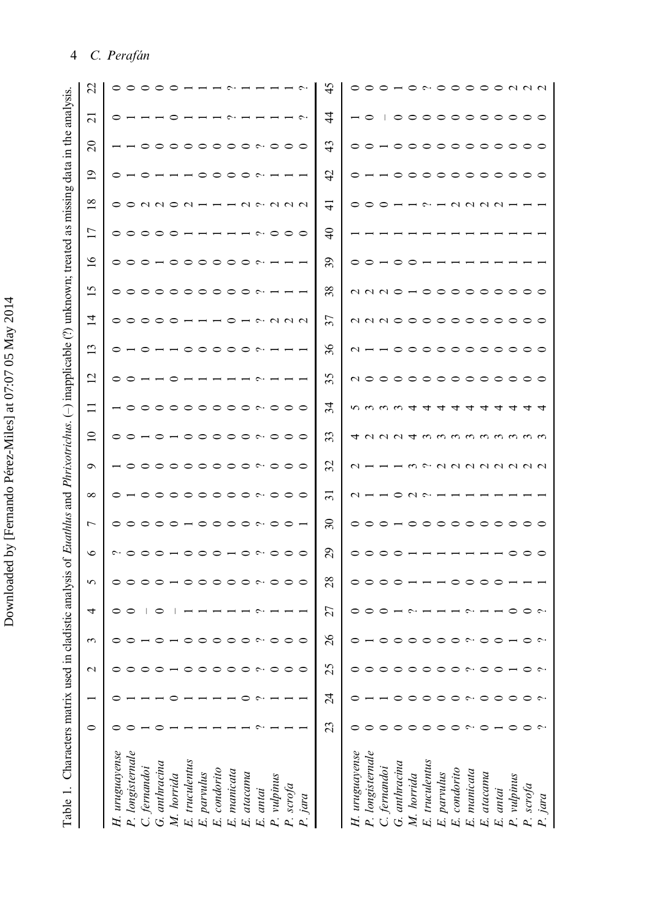Table 1. Characters matrix used in cladistic analysis of *Euathlus* and *Phrixotrichus*. (–) inapplicable (?) unknown; treated as missing data in the analysis.

| | 0 | 1 | 2 | 3 | 4 | 5 | 6 | 7 | 8 | 9 | 10 | 11 | 12 | 13 | 14 | 15 | 16 | 17 | 18 | 19 | 20 | 21 | 22 |
|---|---|---|---|---|---|---|---|---|---|---|---|---|---|---|---|---|---|---|---|---|---|---|---|
| *H. uruguayense* | 0 | 0 | 0 | 0 | 0 | 0 | ? | 0 | 0 | 1 | 0 | 1 | 0 | 0 | 0 | 0 | 0 | 0 | 0 | 0 | 1 | 0 | 0 |
| *P. longisternale* | 0 | 1 | 0 | 0 | 0 | 0 | 0 | 0 | 1 | 0 | 0 | 0 | 0 | 1 | 0 | 0 | 0 | 0 | 0 | 1 | 1 | 1 | 0 |
| *C. fernandoi* | 1 | 1 | 0 | 1 | – | 0 | 0 | 0 | 0 | 0 | 1 | 0 | 1 | 0 | 0 | 0 | 0 | 0 | 2 | 0 | 0 | 1 | 0 |
| *G. anthracina* | 0 | 1 | 0 | 0 | 0 | 0 | 0 | 0 | 0 | 0 | 0 | 0 | 1 | 1 | 0 | 0 | 1 | 0 | 2 | 1 | 0 | 1 | 0 |
| *M. horrida* | 1 | 0 | 1 | 1 | – | 1 | 1 | 0 | 0 | 0 | 1 | 0 | 0 | 1 | 0 | 0 | 0 | 0 | 0 | 1 | 0 | 0 | 0 |
| *E. truculentus* | 1 | 1 | 0 | 0 | 1 | 0 | 0 | 1 | 0 | 0 | 0 | 0 | 1 | 0 | 1 | 0 | 0 | 1 | 2 | 1 | 0 | 1 | 1 |
| *E. parvulus* | 1 | 1 | 0 | 0 | 1 | 0 | 0 | 0 | 0 | 0 | 0 | 0 | 1 | 0 | 1 | 0 | 0 | 1 | 1 | 0 | 0 | 1 | 1 |
| *E. condorito* | 1 | 1 | 0 | 0 | 1 | 0 | 0 | 0 | 0 | 0 | 0 | 0 | 1 | 0 | 1 | 0 | 0 | 1 | 1 | 0 | 0 | 1 | 1 |
| *E. manicata* | 1 | 1 | 0 | 0 | 1 | 0 | 1 | 0 | 0 | 0 | 0 | 0 | 1 | 0 | 0 | 0 | 0 | 1 | 1 | 0 | 0 | ? | ? |
| *E. atacama* | 1 | 0 | 0 | 0 | 1 | 0 | 0 | 0 | 0 | 0 | 0 | 0 | 1 | 0 | 1 | 0 | 0 | 1 | 2 | 0 | 0 | 1 | 1 |
| *E. antai* | ? | ? | ? | ? | ? | ? | ? | ? | ? | ? | ? | ? | ? | ? | ? | ? | ? | ? | ? | ? | ? | 1 | 1 |
| *P. vulpinus* | 1 | 1 | 0 | 0 | 1 | 0 | 0 | 0 | 0 | 0 | 0 | 0 | 1 | 1 | 2 | 1 | 1 | 0 | 2 | 1 | 0 | 1 | 1 |
| *P. scrofa* | 1 | 1 | 0 | 0 | 1 | 0 | 0 | 0 | 0 | 0 | 0 | 0 | 1 | 1 | 2 | 1 | 1 | 0 | 2 | 1 | 0 | 1 | 1 |
| *P. jara* | 1 | 1 | 0 | 0 | 1 | 0 | 0 | 1 | 0 | 0 | 0 | 0 | 1 | 1 | 2 | 1 | 1 | 0 | 2 | 1 | 0 | ? | ? |

| | 23 | 24 | 25 | 26 | 27 | 28 | 29 | 30 | 31 | 32 | 33 | 34 | 35 | 36 | 37 | 38 | 39 | 40 | 41 | 42 | 43 | 44 | 45 |
|---|---|---|---|---|---|---|---|---|---|---|---|---|---|---|---|---|---|---|---|---|---|---|---|
| *H. uruguayense* | 0 | 0 | 0 | 0 | 0 | 0 | 0 | 0 | 2 | 2 | 4 | 5 | 2 | 2 | 2 | 2 | 0 | 1 | 0 | 0 | 0 | 1 | 0 |
| *P. longisternale* | 0 | 1 | 0 | 1 | 0 | 0 | 0 | 0 | 1 | 1 | 2 | 3 | 0 | 1 | 2 | 2 | 0 | 1 | 0 | 1 | 0 | 0 | 0 |
| *C. fernandoi* | 0 | 1 | 0 | 0 | 0 | 0 | 0 | 0 | 1 | 1 | 2 | 3 | 0 | 1 | 2 | 2 | 1 | 1 | 0 | 1 | 1 | – | 0 |
| *G. anthracina* | 0 | 0 | 0 | 0 | 1 | 0 | 0 | 1 | 0 | 1 | 2 | 3 | 0 | 0 | 0 | 0 | 0 | 1 | 1 | 0 | 0 | 0 | 1 |
| *M. horrida* | 0 | 0 | 0 | 0 | ? | 1 | 1 | 0 | 2 | 3 | 4 | 4 | 0 | 0 | 0 | 1 | 0 | 1 | 1 | 0 | 0 | 0 | 0 |
| *E. truculentus* | 0 | 0 | 0 | 0 | 1 | 1 | 1 | 0 | ? | ? | 3 | 4 | 0 | 0 | 0 | 0 | 1 | 1 | ? | 0 | 0 | 0 | ? |
| *E. parvulus* | 0 | 0 | 0 | 0 | 1 | 1 | 1 | 0 | 1 | 2 | 3 | 4 | 0 | 0 | 0 | 0 | 1 | 1 | 1 | 0 | 0 | 0 | 0 |
| *E. condorito* | 0 | 0 | 0 | 0 | 1 | 0 | 1 | 0 | 1 | 2 | 3 | 4 | 0 | 0 | 0 | 0 | 1 | 1 | 2 | 0 | 0 | 0 | 0 |
| *E. manicata* | ? | ? | ? | ? | ? | 0 | 1 | 0 | 1 | 2 | 3 | 4 | 0 | 0 | 0 | 0 | 1 | 1 | 2 | 0 | 0 | 0 | 0 |
| *E. atacama* | 0 | 0 | 0 | 0 | 1 | 0 | 1 | 0 | 1 | 2 | 3 | 4 | 0 | 0 | 0 | 0 | 1 | 1 | 2 | 0 | 0 | 0 | 0 |
| *E. antai* | 1 | 0 | 0 | 0 | 1 | 0 | 1 | 0 | 1 | 2 | 3 | 4 | 0 | 0 | 0 | 0 | 1 | 1 | 2 | 0 | 0 | 0 | 0 |
| *P. vulpinus* | 0 | 0 | 1 | 1 | 0 | 1 | 0 | 0 | 1 | 2 | 3 | 4 | 0 | 0 | 0 | 0 | 1 | 1 | 1 | 0 | 0 | 0 | 2 |
| *P. scrofa* | 0 | 0 | 0 | 0 | 0 | 0 | 0 | 0 | 1 | 2 | 3 | 4 | 0 | 0 | 0 | 0 | 1 | 1 | 1 | 0 | 0 | 0 | 2 |
| *P. jara* | ? | ? | ? | ? | ? | 1 | 0 | 0 | 1 | 2 | 3 | 4 | 0 | 0 | 0 | 0 | 1 | 1 | 1 | 0 | 0 | 0 | 2 |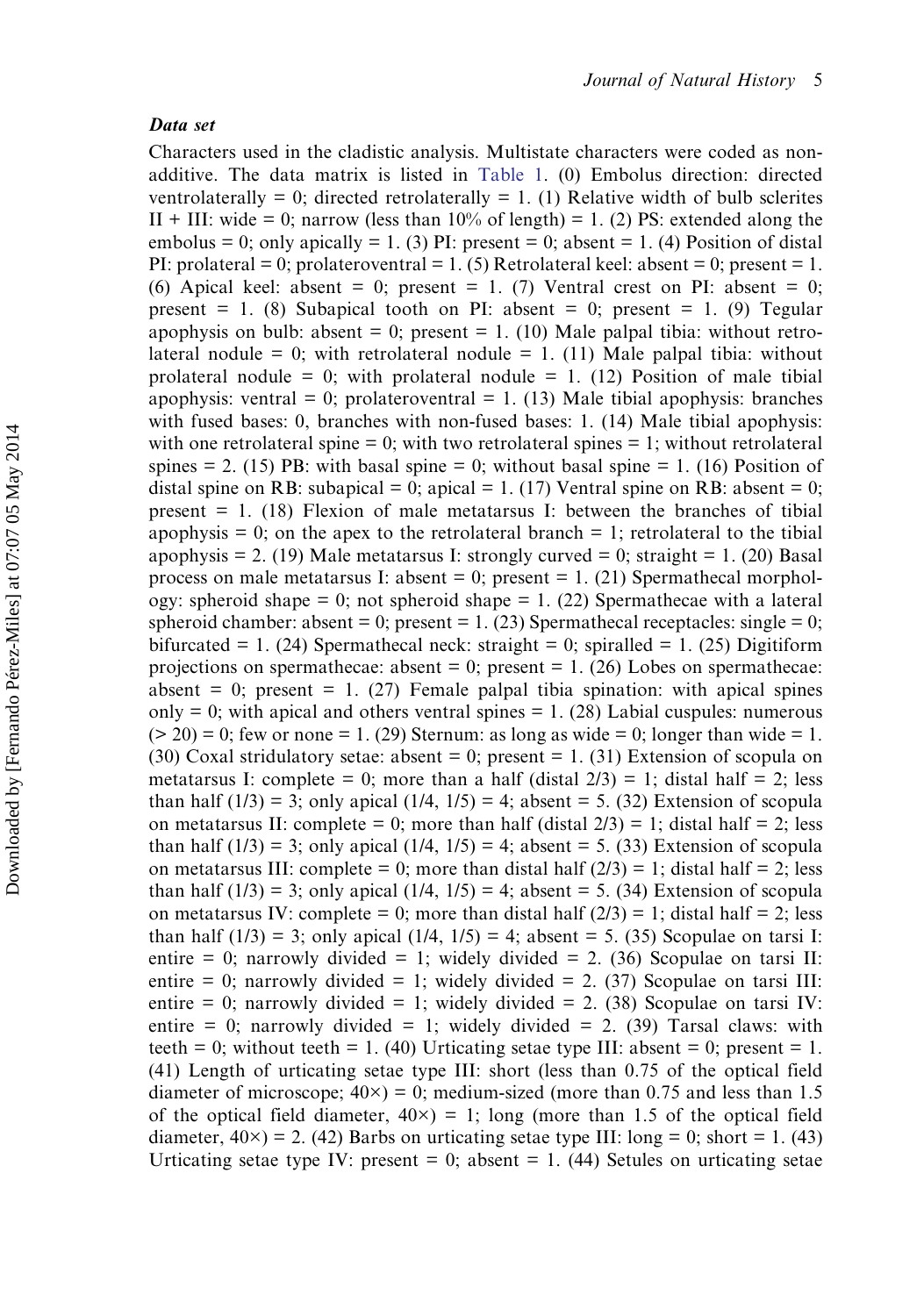### *Data set*

Characters used in the cladistic analysis. Multistate characters were coded as non-additive. The data matrix is listed in Table 1. (0) Embolus direction: directed ventrolaterally = 0; directed retrolaterally = 1. (1) Relative width of bulb sclerites II + III: wide = 0; narrow (less than 10% of length) = 1. (2) PS: extended along the embolus = 0; only apically = 1. (3) PI: present = 0; absent = 1. (4) Position of distal PI: prolateral = 0; prolateroventral = 1. (5) Retrolateral keel: absent = 0; present = 1. (6) Apical keel: absent = 0; present = 1. (7) Ventral crest on PI: absent = 0; present = 1. (8) Subapical tooth on PI: absent = 0; present = 1. (9) Tegular apophysis on bulb: absent = 0; present = 1. (10) Male palpal tibia: without retrolateral nodule = 0; with retrolateral nodule = 1. (11) Male palpal tibia: without prolateral nodule = 0; with prolateral nodule = 1. (12) Position of male tibial apophysis: ventral = 0; prolateroventral = 1. (13) Male tibial apophysis: branches with fused bases: 0, branches with non-fused bases: 1. (14) Male tibial apophysis: with one retrolateral spine = 0; with two retrolateral spines = 1; without retrolateral spines = 2. (15) PB: with basal spine = 0; without basal spine = 1. (16) Position of distal spine on RB: subapical = 0; apical = 1. (17) Ventral spine on RB: absent = 0; present = 1. (18) Flexion of male metatarsus I: between the branches of tibial apophysis = 0; on the apex to the retrolateral branch = 1; retrolateral to the tibial apophysis = 2. (19) Male metatarsus I: strongly curved = 0; straight = 1. (20) Basal process on male metatarsus I: absent = 0; present = 1. (21) Spermathecal morphology: spheroid shape = 0; not spheroid shape = 1. (22) Spermathecae with a lateral spheroid chamber: absent = 0; present = 1. (23) Spermathecal receptacles: single = 0; bifurcated = 1. (24) Spermathecal neck: straight = 0; spiralled = 1. (25) Digitiform projections on spermathecae: absent = 0; present = 1. (26) Lobes on spermathecae: absent = 0; present = 1. (27) Female palpal tibia spination: with apical spines only = 0; with apical and others ventral spines = 1. (28) Labial cuspules: numerous (> 20) = 0; few or none = 1. (29) Sternum: as long as wide = 0; longer than wide = 1. (30) Coxal stridulatory setae: absent = 0; present = 1. (31) Extension of scopula on metatarsus I: complete = 0; more than a half (distal 2/3) = 1; distal half = 2; less than half (1/3) = 3; only apical (1/4, 1/5) = 4; absent = 5. (32) Extension of scopula on metatarsus II: complete = 0; more than half (distal 2/3) = 1; distal half = 2; less than half (1/3) = 3; only apical (1/4, 1/5) = 4; absent = 5. (33) Extension of scopula on metatarsus III: complete = 0; more than distal half (2/3) = 1; distal half = 2; less than half (1/3) = 3; only apical (1/4, 1/5) = 4; absent = 5. (34) Extension of scopula on metatarsus IV: complete = 0; more than distal half (2/3) = 1; distal half = 2; less than half (1/3) = 3; only apical (1/4, 1/5) = 4; absent = 5. (35) Scopulae on tarsi I: entire = 0; narrowly divided = 1; widely divided = 2. (36) Scopulae on tarsi II: entire = 0; narrowly divided = 1; widely divided = 2. (37) Scopulae on tarsi III: entire = 0; narrowly divided = 1; widely divided = 2. (38) Scopulae on tarsi IV: entire = 0; narrowly divided = 1; widely divided = 2. (39) Tarsal claws: with teeth = 0; without teeth = 1. (40) Urticating setae type III: absent = 0; present = 1. (41) Length of urticating setae type III: short (less than 0.75 of the optical field diameter of microscope; 40×) = 0; medium-sized (more than 0.75 and less than 1.5 of the optical field diameter, 40×) = 1; long (more than 1.5 of the optical field diameter, 40×) = 2. (42) Barbs on urticating setae type III: long = 0; short = 1. (43) Urticating setae type IV: present = 0; absent = 1. (44) Setules on urticating setae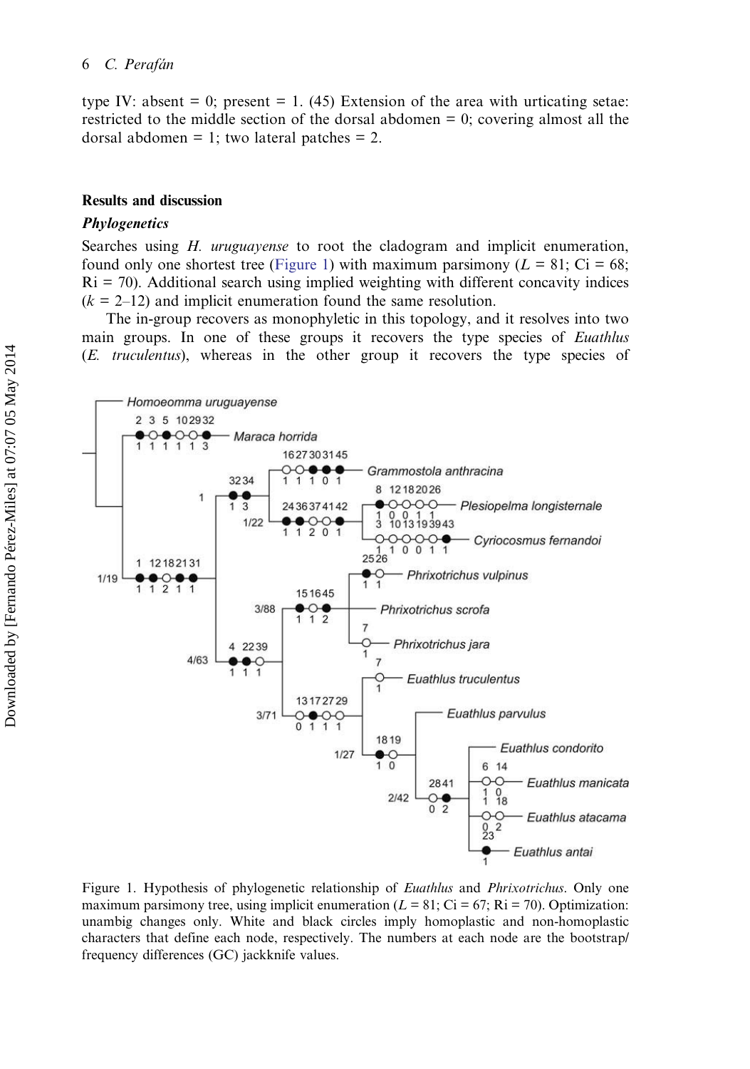type IV: absent = 0; present = 1. (45) Extension of the area with urticating setae: restricted to the middle section of the dorsal abdomen = 0; covering almost all the dorsal abdomen = 1; two lateral patches = 2.

## Results and discussion

### *Phylogenetics*

Searches using *H. uruguayense* to root the cladogram and implicit enumeration, found only one shortest tree (Figure 1) with maximum parsimony ($L = 81$; Ci = 68; Ri = 70). Additional search using implied weighting with different concavity indices ($k = 2$–12) and implicit enumeration found the same resolution.

The in-group recovers as monophyletic in this topology, and it resolves into two main groups. In one of these groups it recovers the type species of *Euathlus* (*E. truculentus*), whereas in the other group it recovers the type species of

Figure 1. Hypothesis of phylogenetic relationship of *Euathlus* and *Phrixotrichus*. Only one maximum parsimony tree, using implicit enumeration ($L = 81$; Ci = 67; Ri = 70). Optimization: unambig changes only. White and black circles imply homoplastic and non-homoplastic characters that define each node, respectively. The numbers at each node are the bootstrap/frequency differences (GC) jackknife values.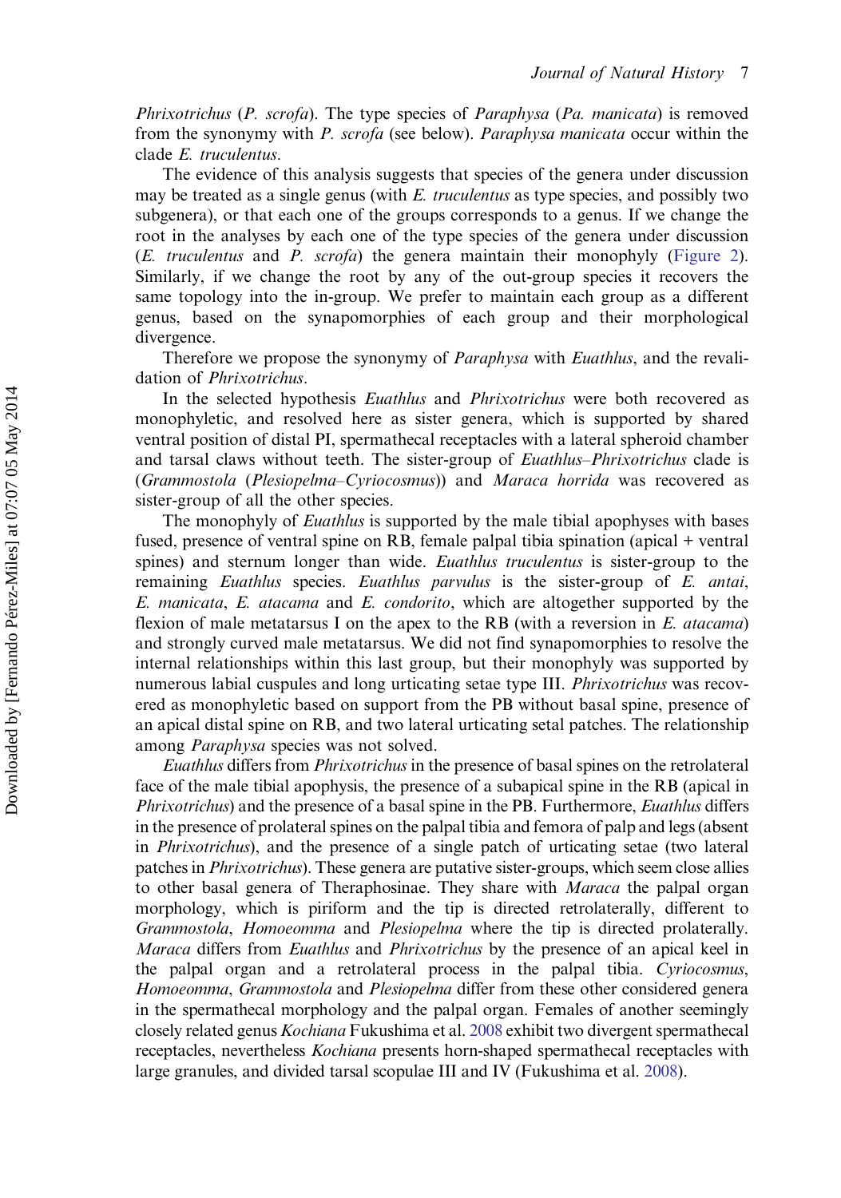*Phrixotrichus* (*P. scrofa*). The type species of *Paraphysa* (*Pa. manicata*) is removed from the synonymy with *P. scrofa* (see below). *Paraphysa manicata* occur within the clade *E. truculentus*.

The evidence of this analysis suggests that species of the genera under discussion may be treated as a single genus (with *E. truculentus* as type species, and possibly two subgenera), or that each one of the groups corresponds to a genus. If we change the root in the analyses by each one of the type species of the genera under discussion (*E. truculentus* and *P. scrofa*) the genera maintain their monophyly (Figure 2). Similarly, if we change the root by any of the out-group species it recovers the same topology into the in-group. We prefer to maintain each group as a different genus, based on the synapomorphies of each group and their morphological divergence.

Therefore we propose the synonymy of *Paraphysa* with *Euathlus*, and the revalidation of *Phrixotrichus*.

In the selected hypothesis *Euathlus* and *Phrixotrichus* were both recovered as monophyletic, and resolved here as sister genera, which is supported by shared ventral position of distal PI, spermathecal receptacles with a lateral spheroid chamber and tarsal claws without teeth. The sister-group of *Euathlus*–*Phrixotrichus* clade is (*Grammostola* (*Plesiopelma*–*Cyriocosmus*)) and *Maraca horrida* was recovered as sister-group of all the other species.

The monophyly of *Euathlus* is supported by the male tibial apophyses with bases fused, presence of ventral spine on RB, female palpal tibia spination (apical + ventral spines) and sternum longer than wide. *Euathlus truculentus* is sister-group to the remaining *Euathlus* species. *Euathlus parvulus* is the sister-group of *E. antai*, *E. manicata*, *E. atacama* and *E. condorito*, which are altogether supported by the flexion of male metatarsus I on the apex to the RB (with a reversion in *E. atacama*) and strongly curved male metatarsus. We did not find synapomorphies to resolve the internal relationships within this last group, but their monophyly was supported by numerous labial cuspules and long urticating setae type III. *Phrixotrichus* was recovered as monophyletic based on support from the PB without basal spine, presence of an apical distal spine on RB, and two lateral urticating setal patches. The relationship among *Paraphysa* species was not solved.

*Euathlus* differs from *Phrixotrichus* in the presence of basal spines on the retrolateral face of the male tibial apophysis, the presence of a subapical spine in the RB (apical in *Phrixotrichus*) and the presence of a basal spine in the PB. Furthermore, *Euathlus* differs in the presence of prolateral spines on the palpal tibia and femora of palp and legs (absent in *Phrixotrichus*), and the presence of a single patch of urticating setae (two lateral patches in *Phrixotrichus*). These genera are putative sister-groups, which seem close allies to other basal genera of Theraphosinae. They share with *Maraca* the palpal organ morphology, which is piriform and the tip is directed retrolaterally, different to *Grammostola*, *Homoeomma* and *Plesiopelma* where the tip is directed prolaterally. *Maraca* differs from *Euathlus* and *Phrixotrichus* by the presence of an apical keel in the palpal organ and a retrolateral process in the palpal tibia. *Cyriocosmus*, *Homoeomma*, *Grammostola* and *Plesiopelma* differ from these other considered genera in the spermathecal morphology and the palpal organ. Females of another seemingly closely related genus *Kochiana* Fukushima et al. 2008 exhibit two divergent spermathecal receptacles, nevertheless *Kochiana* presents horn-shaped spermathecal receptacles with large granules, and divided tarsal scopulae III and IV (Fukushima et al. 2008).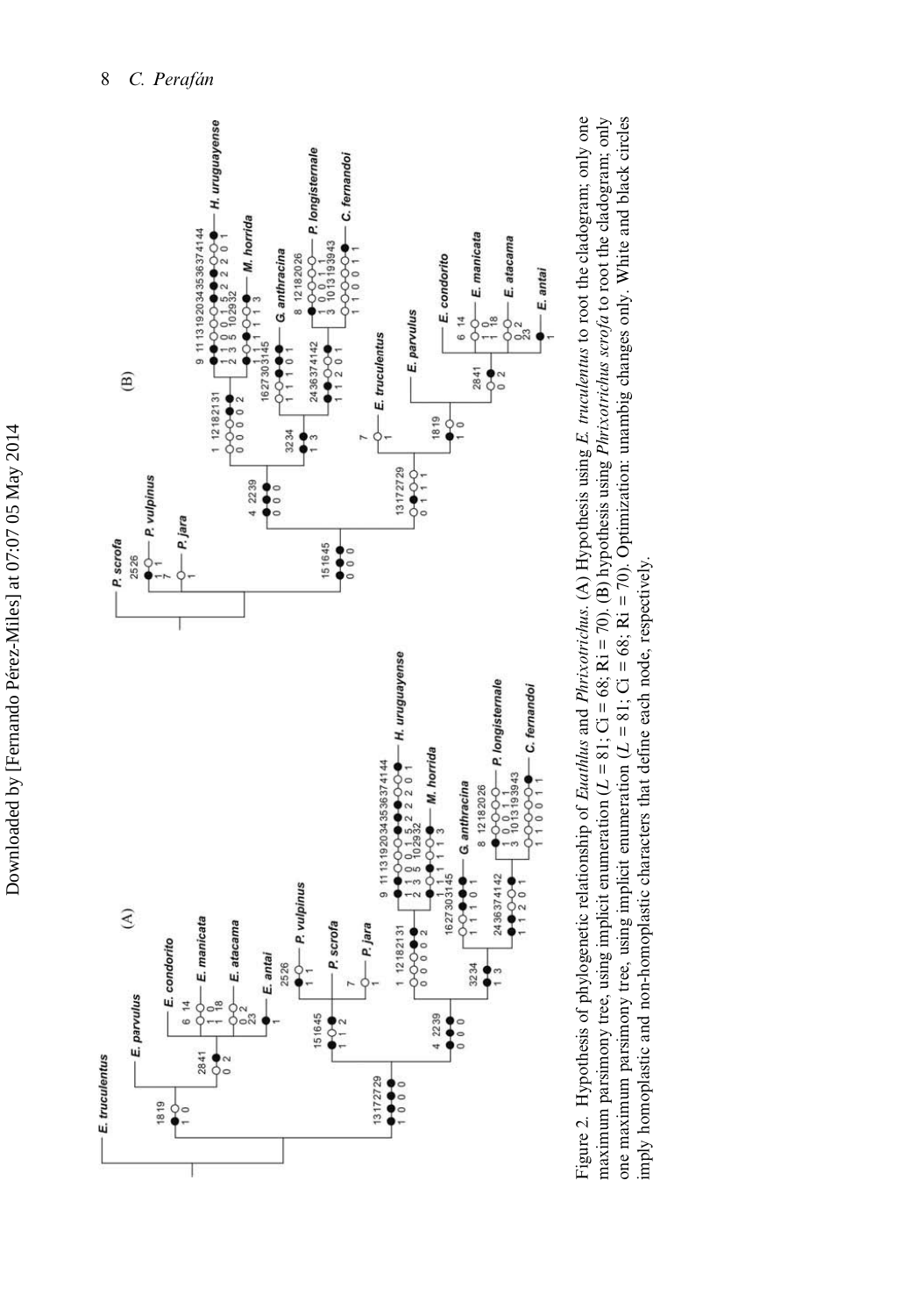Figure 2. Hypothesis of phylogenetic relationship of *Euathlus* and *Phrixotrichus*. (A) Hypothesis using *E. truculentus* to root the cladogram; only one maximum parsimony tree, using implicit enumeration ($L$ = 81; Ci = 68; Ri = 70). (B) hypothesis using *Phrixotrichus scrofa* to root the cladogram; only one maximum parsimony tree, using implicit enumeration ($L$ = 81; Ci = 68; Ri = 70). Optimization: unambig changes only. White and black circles imply homoplastic and non-homoplastic characters that define each node, respectively.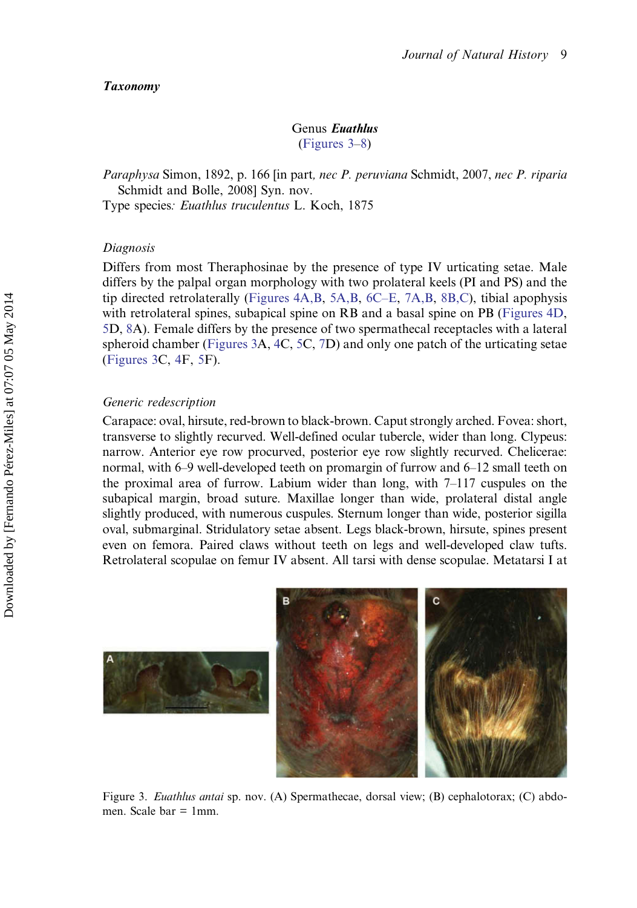## *Taxonomy*

### Genus *Euathlus*
(Figures 3–8)

*Paraphysa* Simon, 1892, p. 166 [in part, *nec P. peruviana* Schmidt, 2007, *nec P. riparia* Schmidt and Bolle, 2008] Syn. nov.
Type species: *Euathlus truculentus* L. Koch, 1875

#### *Diagnosis*

Differs from most Theraphosinae by the presence of type IV urticating setae. Male differs by the palpal organ morphology with two prolateral keels (PI and PS) and the tip directed retrolaterally (Figures 4A,B, 5A,B, 6C–E, 7A,B, 8B,C), tibial apophysis with retrolateral spines, subapical spine on RB and a basal spine on PB (Figures 4D, 5D, 8A). Female differs by the presence of two spermathecal receptacles with a lateral spheroid chamber (Figures 3A, 4C, 5C, 7D) and only one patch of the urticating setae (Figures 3C, 4F, 5F).

#### *Generic redescription*

Carapace: oval, hirsute, red-brown to black-brown. Caput strongly arched. Fovea: short, transverse to slightly recurved. Well-defined ocular tubercle, wider than long. Clypeus: narrow. Anterior eye row procurved, posterior eye row slightly recurved. Chelicerae: normal, with 6–9 well-developed teeth on promargin of furrow and 6–12 small teeth on the proximal area of furrow. Labium wider than long, with 7–117 cuspules on the subapical margin, broad suture. Maxillae longer than wide, prolateral distal angle slightly produced, with numerous cuspules. Sternum longer than wide, posterior sigilla oval, submarginal. Stridulatory setae absent. Legs black-brown, hirsute, spines present even on femora. Paired claws without teeth on legs and well-developed claw tufts. Retrolateral scopulae on femur IV absent. All tarsi with dense scopulae. Metatarsi I at

Figure 3. *Euathlus antai* sp. nov. (A) Spermathecae, dorsal view; (B) cephalotorax; (C) abdomen. Scale bar = 1mm.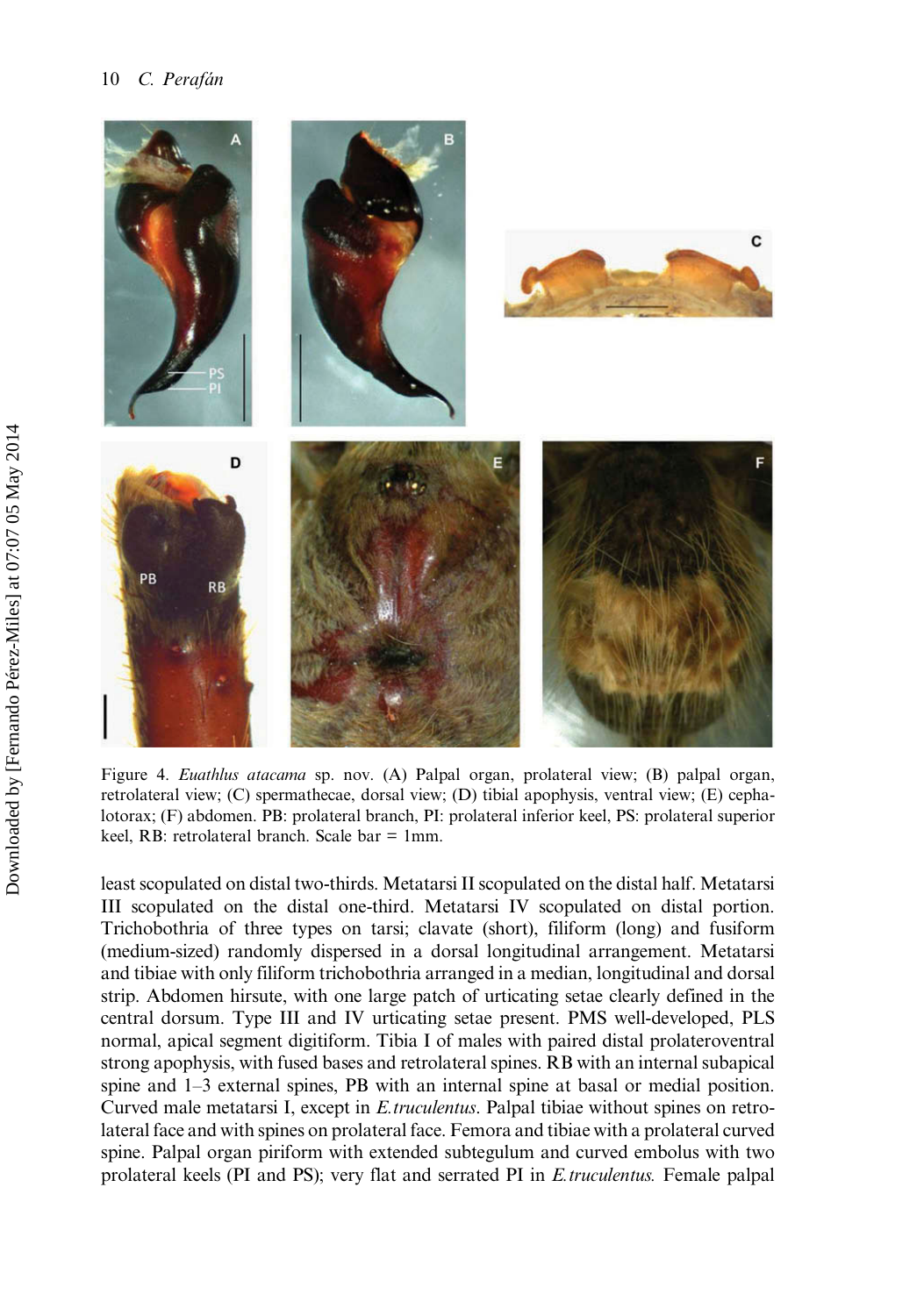Figure 4. *Euathlus atacama* sp. nov. (A) Palpal organ, prolateral view; (B) palpal organ, retrolateral view; (C) spermathecae, dorsal view; (D) tibial apophysis, ventral view; (E) cephalotorax; (F) abdomen. PB: prolateral branch, PI: prolateral inferior keel, PS: prolateral superior keel, RB: retrolateral branch. Scale bar = 1mm.

least scopulated on distal two-thirds. Metatarsi II scopulated on the distal half. Metatarsi III scopulated on the distal one-third. Metatarsi IV scopulated on distal portion. Trichobothria of three types on tarsi; clavate (short), filiform (long) and fusiform (medium-sized) randomly dispersed in a dorsal longitudinal arrangement. Metatarsi and tibiae with only filiform trichobothria arranged in a median, longitudinal and dorsal strip. Abdomen hirsute, with one large patch of urticating setae clearly defined in the central dorsum. Type III and IV urticating setae present. PMS well-developed, PLS normal, apical segment digitiform. Tibia I of males with paired distal prolateroventral strong apophysis, with fused bases and retrolateral spines. RB with an internal subapical spine and 1–3 external spines, PB with an internal spine at basal or medial position. Curved male metatarsi I, except in *E. truculentus*. Palpal tibiae without spines on retrolateral face and with spines on prolateral face. Femora and tibiae with a prolateral curved spine. Palpal organ piriform with extended subtegulum and curved embolus with two prolateral keels (PI and PS); very flat and serrated PI in *E. truculentus*. Female palpal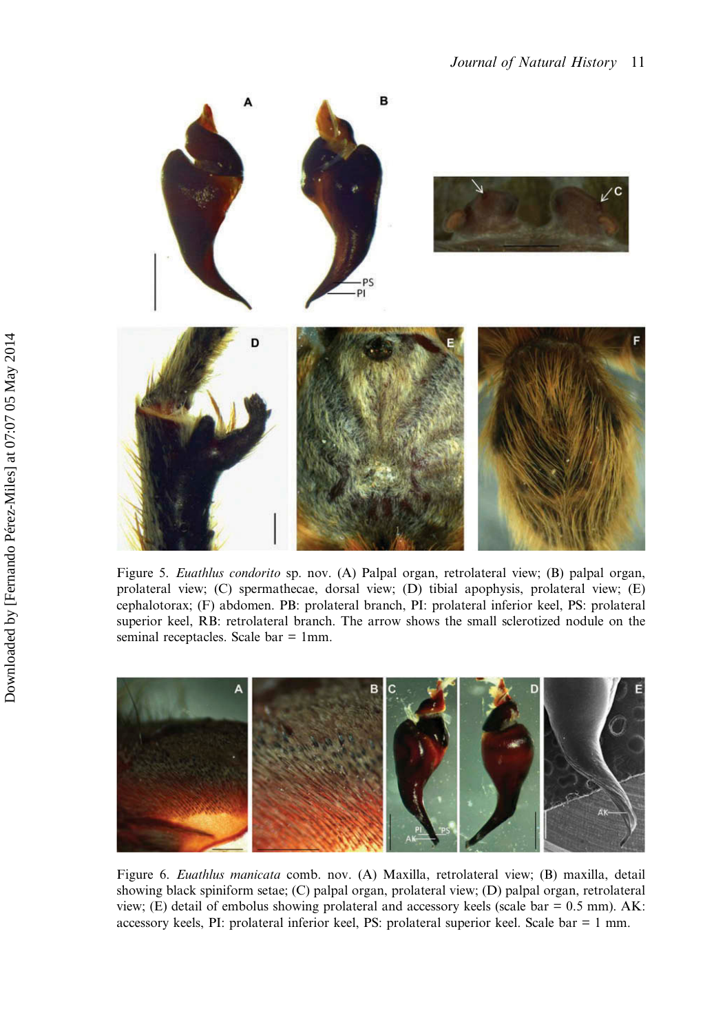Figure 5. *Euathlus condorito* sp. nov. (A) Palpal organ, retrolateral view; (B) palpal organ, prolateral view; (C) spermathecae, dorsal view; (D) tibial apophysis, prolateral view; (E) cephalotorax; (F) abdomen. PB: prolateral branch, PI: prolateral inferior keel, PS: prolateral superior keel, RB: retrolateral branch. The arrow shows the small sclerotized nodule on the seminal receptacles. Scale bar = 1mm.

Figure 6. *Euathlus manicata* comb. nov. (A) Maxilla, retrolateral view; (B) maxilla, detail showing black spiniform setae; (C) palpal organ, prolateral view; (D) palpal organ, retrolateral view; (E) detail of embolus showing prolateral and accessory keels (scale bar = 0.5 mm). AK: accessory keels, PI: prolateral inferior keel, PS: prolateral superior keel. Scale bar = 1 mm.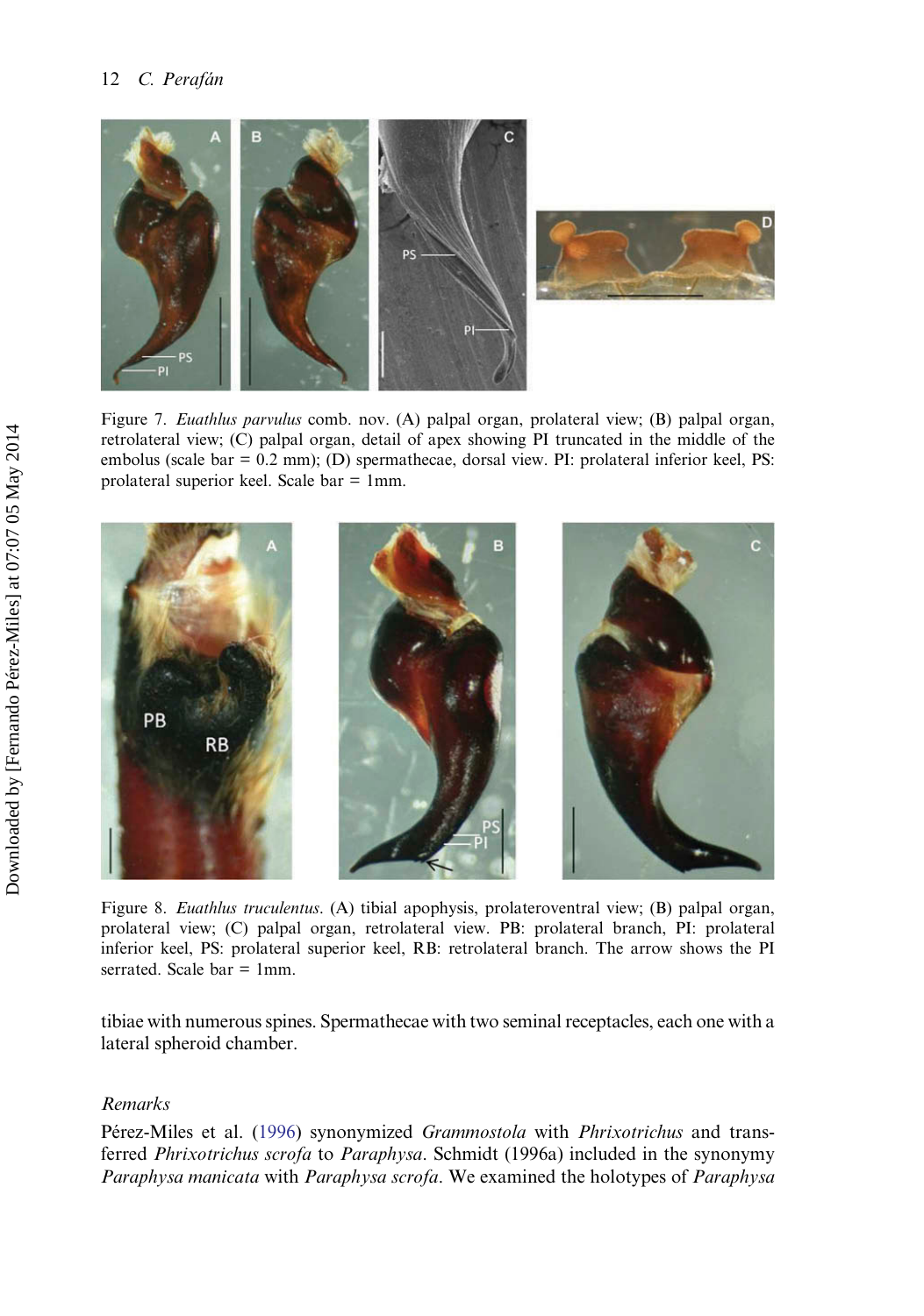Figure 7. *Euathlus parvulus* comb. nov. (A) palpal organ, prolateral view; (B) palpal organ, retrolateral view; (C) palpal organ, detail of apex showing PI truncated in the middle of the embolus (scale bar = 0.2 mm); (D) spermathecae, dorsal view. PI: prolateral inferior keel, PS: prolateral superior keel. Scale bar = 1mm.

Figure 8. *Euathlus truculentus*. (A) tibial apophysis, prolateroventral view; (B) palpal organ, prolateral view; (C) palpal organ, retrolateral view. PB: prolateral branch, PI: prolateral inferior keel, PS: prolateral superior keel, RB: retrolateral branch. The arrow shows the PI serrated. Scale bar = 1mm.

tibiae with numerous spines. Spermathecae with two seminal receptacles, each one with a lateral spheroid chamber.

### *Remarks*

Pérez-Miles et al. (1996) synonymized *Grammostola* with *Phrixotrichus* and transferred *Phrixotrichus scrofa* to *Paraphysa*. Schmidt (1996a) included in the synonymy *Paraphysa manicata* with *Paraphysa scrofa*. We examined the holotypes of *Paraphysa*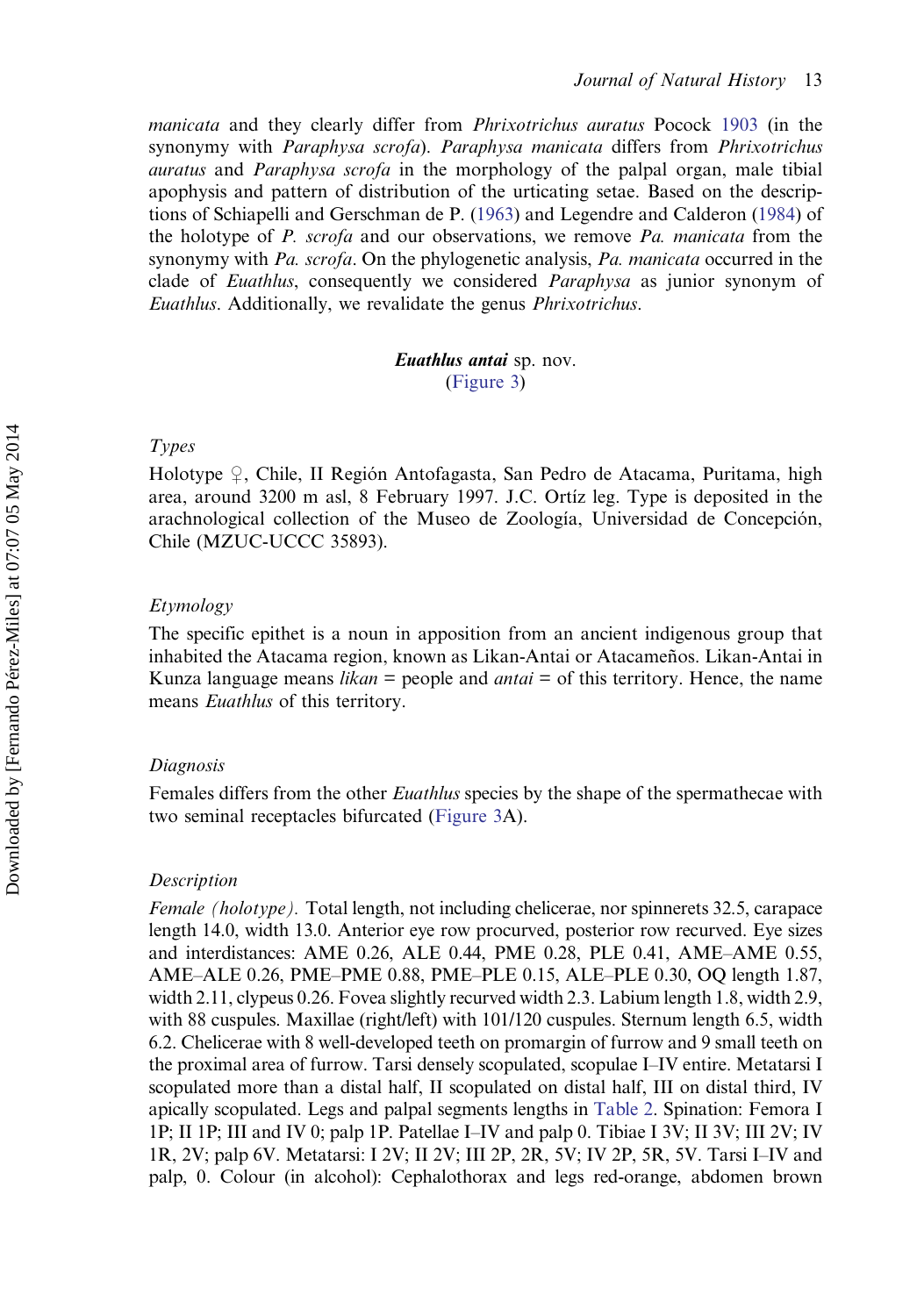*manicata* and they clearly differ from *Phrixotrichus auratus* Pocock 1903 (in the synonymy with *Paraphysa scrofa*). *Paraphysa manicata* differs from *Phrixotrichus auratus* and *Paraphysa scrofa* in the morphology of the palpal organ, male tibial apophysis and pattern of distribution of the urticating setae. Based on the descriptions of Schiapelli and Gerschman de P. (1963) and Legendre and Calderon (1984) of the holotype of *P. scrofa* and our observations, we remove *Pa. manicata* from the synonymy with *Pa. scrofa*. On the phylogenetic analysis, *Pa. manicata* occurred in the clade of *Euathlus*, consequently we considered *Paraphysa* as junior synonym of *Euathlus*. Additionally, we revalidate the genus *Phrixotrichus*.

### ***Euathlus antai*** sp. nov.
(Figure 3)

#### *Types*

Holotype ♀, Chile, II Región Antofagasta, San Pedro de Atacama, Puritama, high area, around 3200 m asl, 8 February 1997. J.C. Ortíz leg. Type is deposited in the arachnological collection of the Museo de Zoología, Universidad de Concepción, Chile (MZUC-UCCC 35893).

#### *Etymology*

The specific epithet is a noun in apposition from an ancient indigenous group that inhabited the Atacama region, known as Likan-Antai or Atacameños. Likan-Antai in Kunza language means *likan* = people and *antai* = of this territory. Hence, the name means *Euathlus* of this territory.

#### *Diagnosis*

Females differs from the other *Euathlus* species by the shape of the spermathecae with two seminal receptacles bifurcated (Figure 3A).

#### *Description*

*Female (holotype).* Total length, not including chelicerae, nor spinnerets 32.5, carapace length 14.0, width 13.0. Anterior eye row procurved, posterior row recurved. Eye sizes and interdistances: AME 0.26, ALE 0.44, PME 0.28, PLE 0.41, AME–AME 0.55, AME–ALE 0.26, PME–PME 0.88, PME–PLE 0.15, ALE–PLE 0.30, OQ length 1.87, width 2.11, clypeus 0.26. Fovea slightly recurved width 2.3. Labium length 1.8, width 2.9, with 88 cuspules. Maxillae (right/left) with 101/120 cuspules. Sternum length 6.5, width 6.2. Chelicerae with 8 well-developed teeth on promargin of furrow and 9 small teeth on the proximal area of furrow. Tarsi densely scopulated, scopulae I–IV entire. Metatarsi I scopulated more than a distal half, II scopulated on distal half, III on distal third, IV apically scopulated. Legs and palpal segments lengths in Table 2. Spination: Femora I 1P; II 1P; III and IV 0; palp 1P. Patellae I–IV and palp 0. Tibiae I 3V; II 3V; III 2V; IV 1R, 2V; palp 6V. Metatarsi: I 2V; II 2V; III 2P, 2R, 5V; IV 2P, 5R, 5V. Tarsi I–IV and palp, 0. Colour (in alcohol): Cephalothorax and legs red-orange, abdomen brown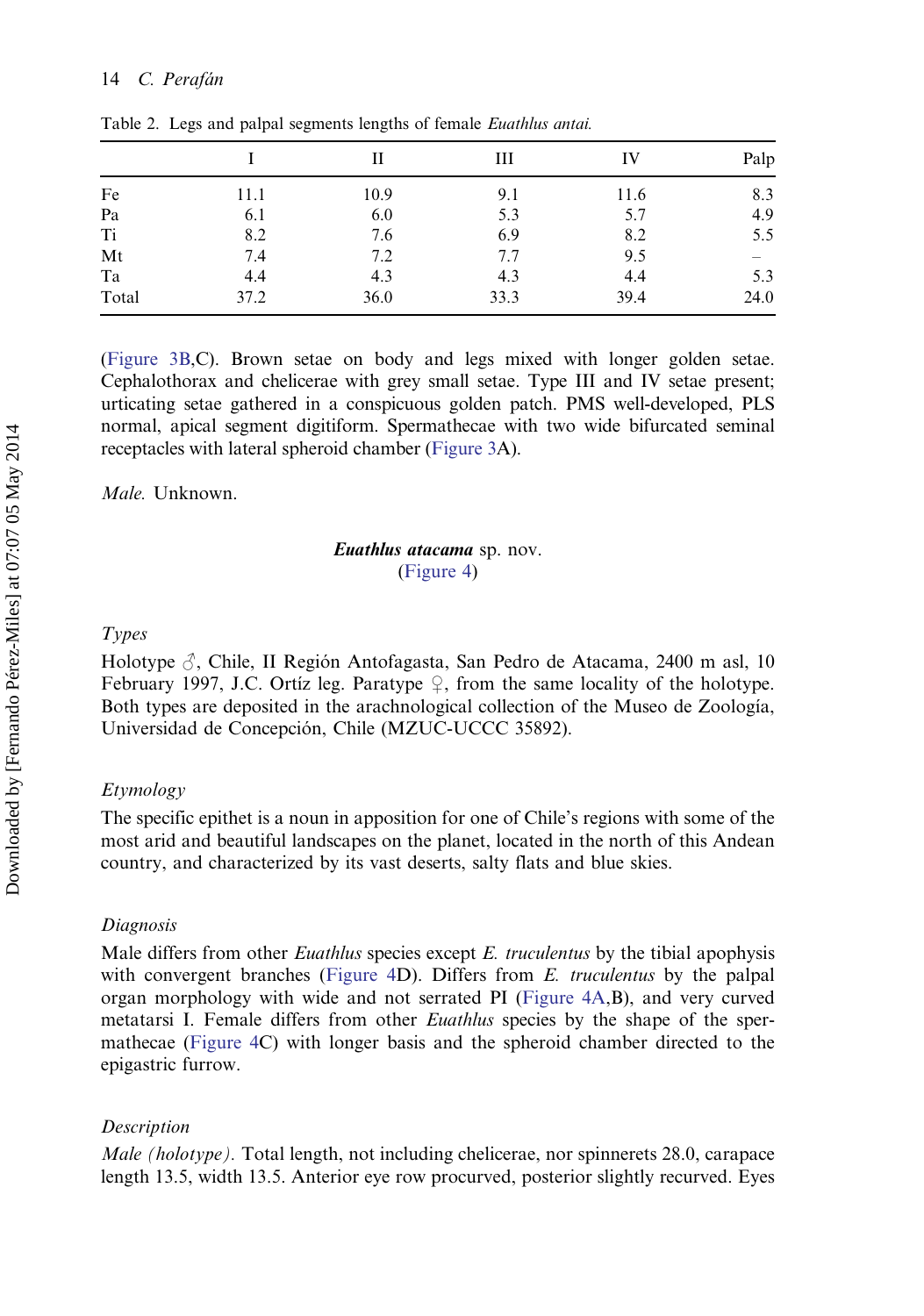Table 2. Legs and palpal segments lengths of female *Euathlus antai*.

| | I | II | III | IV | Palp |
|---|---|---|---|---|---|
| Fe | 11.1 | 10.9 | 9.1 | 11.6 | 8.3 |
| Pa | 6.1 | 6.0 | 5.3 | 5.7 | 4.9 |
| Ti | 8.2 | 7.6 | 6.9 | 8.2 | 5.5 |
| Mt | 7.4 | 7.2 | 7.7 | 9.5 | – |
| Ta | 4.4 | 4.3 | 4.3 | 4.4 | 5.3 |
| Total | 37.2 | 36.0 | 33.3 | 39.4 | 24.0 |

(Figure 3B,C). Brown setae on body and legs mixed with longer golden setae. Cephalothorax and chelicerae with grey small setae. Type III and IV setae present; urticating setae gathered in a conspicuous golden patch. PMS well-developed, PLS normal, apical segment digitiform. Spermathecae with two wide bifurcated seminal receptacles with lateral spheroid chamber (Figure 3A).

*Male.* Unknown.

### ***Euathlus atacama*** sp. nov.
(Figure 4)

#### *Types*

Holotype ♂, Chile, II Región Antofagasta, San Pedro de Atacama, 2400 m asl, 10 February 1997, J.C. Ortíz leg. Paratype ♀, from the same locality of the holotype. Both types are deposited in the arachnological collection of the Museo de Zoología, Universidad de Concepción, Chile (MZUC-UCCC 35892).

#### *Etymology*

The specific epithet is a noun in apposition for one of Chile's regions with some of the most arid and beautiful landscapes on the planet, located in the north of this Andean country, and characterized by its vast deserts, salty flats and blue skies.

#### *Diagnosis*

Male differs from other *Euathlus* species except *E. truculentus* by the tibial apophysis with convergent branches (Figure 4D). Differs from *E. truculentus* by the palpal organ morphology with wide and not serrated PI (Figure 4A,B), and very curved metatarsi I. Female differs from other *Euathlus* species by the shape of the spermathecae (Figure 4C) with longer basis and the spheroid chamber directed to the epigastric furrow.

#### *Description*

*Male (holotype).* Total length, not including chelicerae, nor spinnerets 28.0, carapace length 13.5, width 13.5. Anterior eye row procurved, posterior slightly recurved. Eyes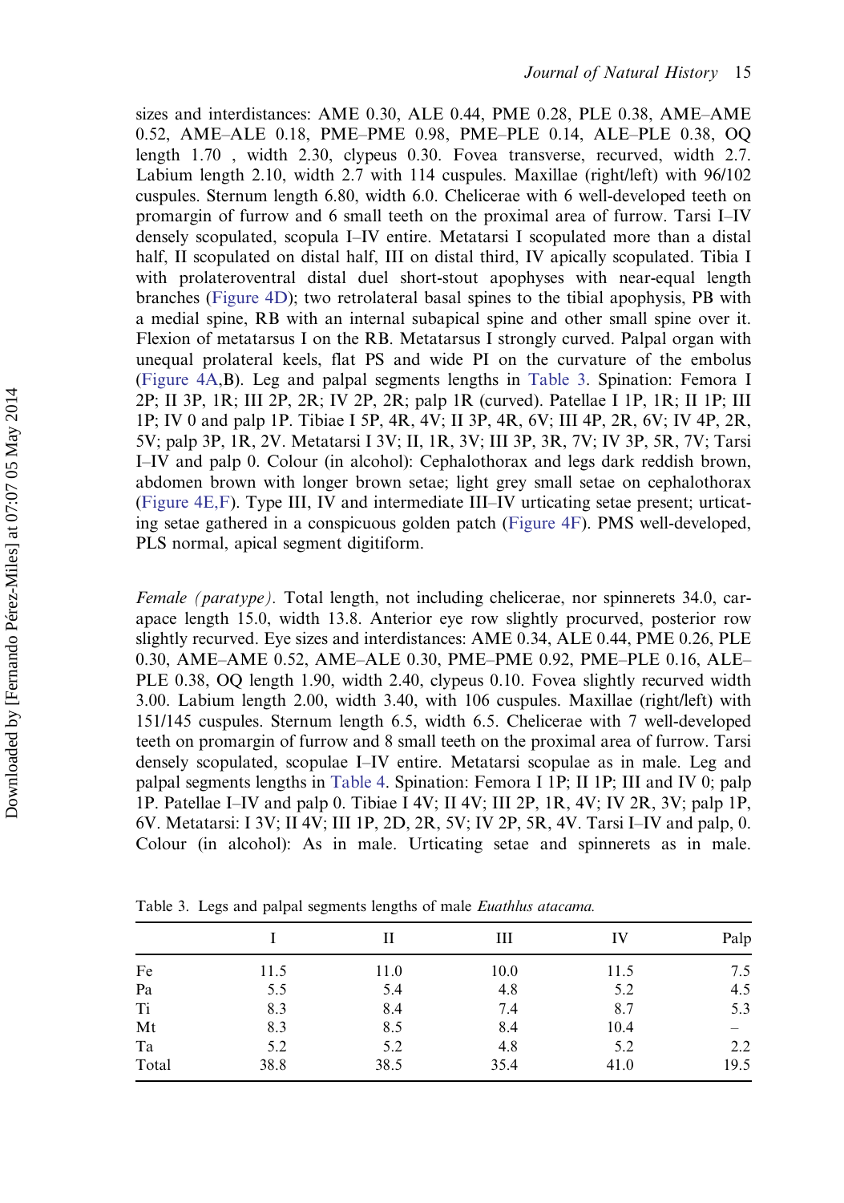sizes and interdistances: AME 0.30, ALE 0.44, PME 0.28, PLE 0.38, AME–AME 0.52, AME–ALE 0.18, PME–PME 0.98, PME–PLE 0.14, ALE–PLE 0.38, OQ length 1.70 , width 2.30, clypeus 0.30. Fovea transverse, recurved, width 2.7. Labium length 2.10, width 2.7 with 114 cuspules. Maxillae (right/left) with 96/102 cuspules. Sternum length 6.80, width 6.0. Chelicerae with 6 well-developed teeth on promargin of furrow and 6 small teeth on the proximal area of furrow. Tarsi I–IV densely scopulated, scopula I–IV entire. Metatarsi I scopulated more than a distal half, II scopulated on distal half, III on distal third, IV apically scopulated. Tibia I with prolateroventral distal duel short-stout apophyses with near-equal length branches (Figure 4D); two retrolateral basal spines to the tibial apophysis, PB with a medial spine, RB with an internal subapical spine and other small spine over it. Flexion of metatarsus I on the RB. Metatarsus I strongly curved. Palpal organ with unequal prolateral keels, flat PS and wide PI on the curvature of the embolus (Figure 4A,B). Leg and palpal segments lengths in Table 3. Spination: Femora I 2P; II 3P, 1R; III 2P, 2R; IV 2P, 2R; palp 1R (curved). Patellae I 1P, 1R; II 1P; III 1P; IV 0 and palp 1P. Tibiae I 5P, 4R, 4V; II 3P, 4R, 6V; III 4P, 2R, 6V; IV 4P, 2R, 5V; palp 3P, 1R, 2V. Metatarsi I 3V; II, 1R, 3V; III 3P, 3R, 7V; IV 3P, 5R, 7V; Tarsi I–IV and palp 0. Colour (in alcohol): Cephalothorax and legs dark reddish brown, abdomen brown with longer brown setae; light grey small setae on cephalothorax (Figure 4E,F). Type III, IV and intermediate III–IV urticating setae present; urticating setae gathered in a conspicuous golden patch (Figure 4F). PMS well-developed, PLS normal, apical segment digitiform.

*Female (paratype).* Total length, not including chelicerae, nor spinnerets 34.0, carapace length 15.0, width 13.8. Anterior eye row slightly procurved, posterior row slightly recurved. Eye sizes and interdistances: AME 0.34, ALE 0.44, PME 0.26, PLE 0.30, AME–AME 0.52, AME–ALE 0.30, PME–PME 0.92, PME–PLE 0.16, ALE–PLE 0.38, OQ length 1.90, width 2.40, clypeus 0.10. Fovea slightly recurved width 3.00. Labium length 2.00, width 3.40, with 106 cuspules. Maxillae (right/left) with 151/145 cuspules. Sternum length 6.5, width 6.5. Chelicerae with 7 well-developed teeth on promargin of furrow and 8 small teeth on the proximal area of furrow. Tarsi densely scopulated, scopulae I–IV entire. Metatarsi scopulae as in male. Leg and palpal segments lengths in Table 4. Spination: Femora I 1P; II 1P; III and IV 0; palp 1P. Patellae I–IV and palp 0. Tibiae I 4V; II 4V; III 2P, 1R, 4V; IV 2R, 3V; palp 1P, 6V. Metatarsi: I 3V; II 4V; III 1P, 2D, 2R, 5V; IV 2P, 5R, 4V. Tarsi I–IV and palp, 0. Colour (in alcohol): As in male. Urticating setae and spinnerets as in male.

Table 3. Legs and palpal segments lengths of male *Euathlus atacama.*

| | I | II | III | IV | Palp |
|---|---|---|---|---|---|
| Fe | 11.5 | 11.0 | 10.0 | 11.5 | 7.5 |
| Pa | 5.5 | 5.4 | 4.8 | 5.2 | 4.5 |
| Ti | 8.3 | 8.4 | 7.4 | 8.7 | 5.3 |
| Mt | 8.3 | 8.5 | 8.4 | 10.4 | – |
| Ta | 5.2 | 5.2 | 4.8 | 5.2 | 2.2 |
| Total | 38.8 | 38.5 | 35.4 | 41.0 | 19.5 |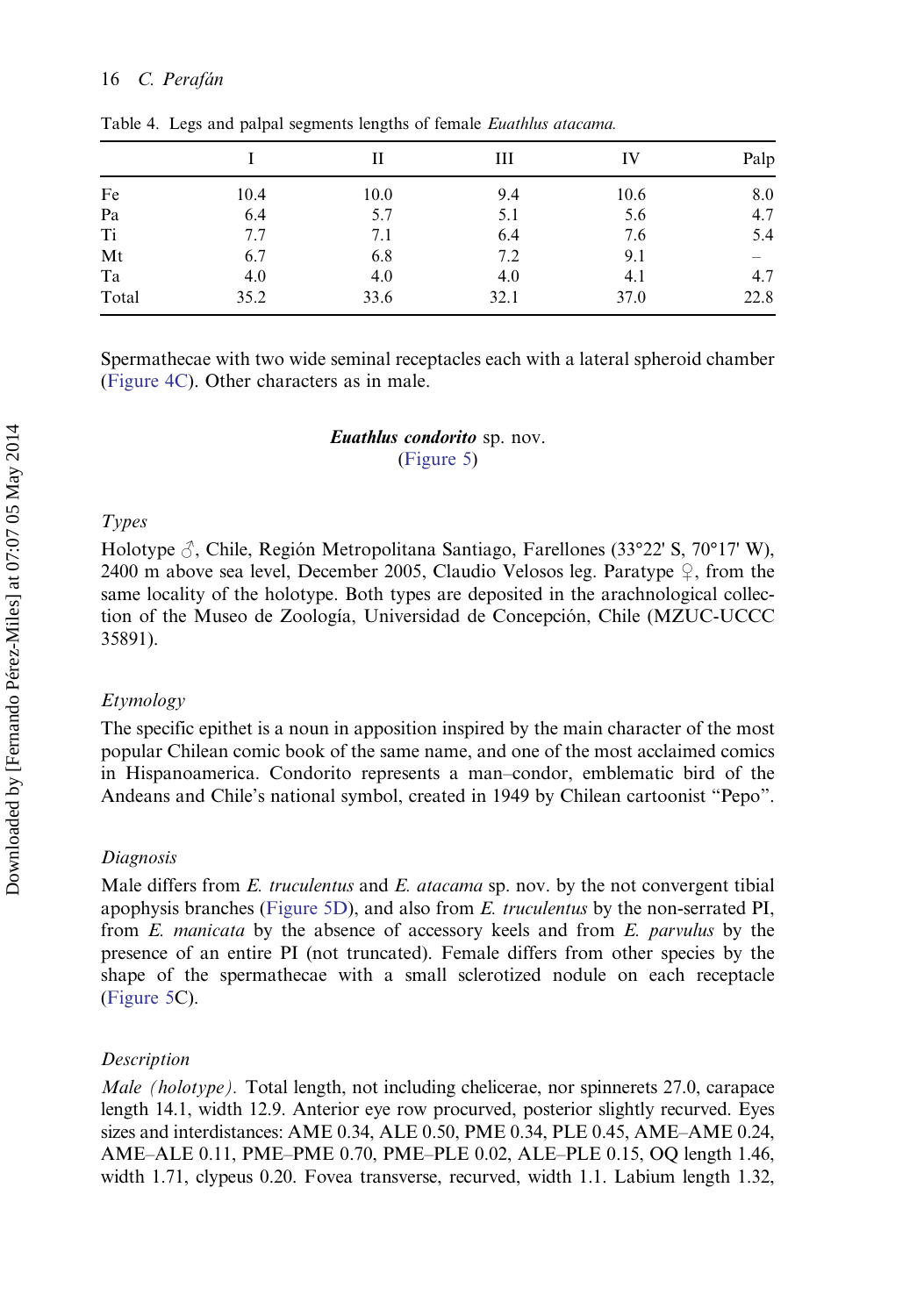Table 4. Legs and palpal segments lengths of female *Euathlus atacama.*

| | I | II | III | IV | Palp |
|---|---|---|---|---|---|
| Fe | 10.4 | 10.0 | 9.4 | 10.6 | 8.0 |
| Pa | 6.4 | 5.7 | 5.1 | 5.6 | 4.7 |
| Ti | 7.7 | 7.1 | 6.4 | 7.6 | 5.4 |
| Mt | 6.7 | 6.8 | 7.2 | 9.1 | – |
| Ta | 4.0 | 4.0 | 4.0 | 4.1 | 4.7 |
| Total | 35.2 | 33.6 | 32.1 | 37.0 | 22.8 |

Spermathecae with two wide seminal receptacles each with a lateral spheroid chamber (Figure 4C). Other characters as in male.

## ***Euathlus condorito*** sp. nov.
(Figure 5)

### *Types*

Holotype ♂, Chile, Región Metropolitana Santiago, Farellones (33°22' S, 70°17' W), 2400 m above sea level, December 2005, Claudio Velosos leg. Paratype ♀, from the same locality of the holotype. Both types are deposited in the arachnological collection of the Museo de Zoología, Universidad de Concepción, Chile (MZUC-UCCC 35891).

### *Etymology*

The specific epithet is a noun in apposition inspired by the main character of the most popular Chilean comic book of the same name, and one of the most acclaimed comics in Hispanoamerica. Condorito represents a man–condor, emblematic bird of the Andeans and Chile's national symbol, created in 1949 by Chilean cartoonist "Pepo".

### *Diagnosis*

Male differs from *E. truculentus* and *E. atacama* sp. nov. by the not convergent tibial apophysis branches (Figure 5D), and also from *E. truculentus* by the non-serrated PI, from *E. manicata* by the absence of accessory keels and from *E. parvulus* by the presence of an entire PI (not truncated). Female differs from other species by the shape of the spermathecae with a small sclerotized nodule on each receptacle (Figure 5C).

### *Description*

*Male (holotype).* Total length, not including chelicerae, nor spinnerets 27.0, carapace length 14.1, width 12.9. Anterior eye row procurved, posterior slightly recurved. Eyes sizes and interdistances: AME 0.34, ALE 0.50, PME 0.34, PLE 0.45, AME–AME 0.24, AME–ALE 0.11, PME–PME 0.70, PME–PLE 0.02, ALE–PLE 0.15, OQ length 1.46, width 1.71, clypeus 0.20. Fovea transverse, recurved, width 1.1. Labium length 1.32,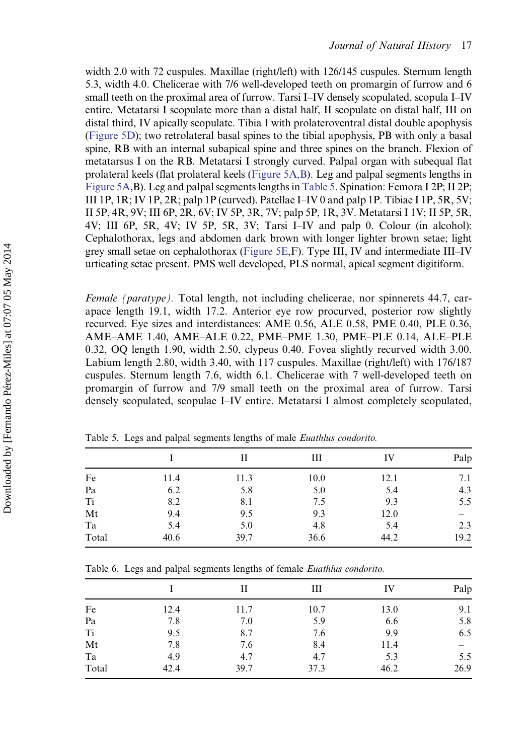width 2.0 with 72 cuspules. Maxillae (right/left) with 126/145 cuspules. Sternum length 5.3, width 4.0. Chelicerae with 7/6 well-developed teeth on promargin of furrow and 6 small teeth on the proximal area of furrow. Tarsi I–IV densely scopulated, scopula I–IV entire. Metatarsi I scopulate more than a distal half, II scopulate on distal half, III on distal third, IV apically scopulate. Tibia I with prolateroventral distal double apophysis (Figure 5D); two retrolateral basal spines to the tibial apophysis, PB with only a basal spine, RB with an internal subapical spine and three spines on the branch. Flexion of metatarsus I on the RB. Metatarsi I strongly curved. Palpal organ with subequal flat prolateral keels (flat prolateral keels (Figure 5A,B). Leg and palpal segments lengths in Figure 5A,B). Leg and palpal segments lengths in Table 5. Spination: Femora I 2P; II 2P; III 1P, 1R; IV 1P, 2R; palp 1P (curved). Patellae I–IV 0 and palp 1P. Tibiae I 1P, 5R, 5V; II 5P, 4R, 9V; III 6P, 2R, 6V; IV 5P, 3R, 7V; palp 5P, 1R, 3V. Metatarsi I 1V; II 5P, 5R, 4V; III 6P, 5R, 4V; IV 5P, 5R, 3V; Tarsi I–IV and palp 0. Colour (in alcohol): Cephalothorax, legs and abdomen dark brown with longer lighter brown setae; light grey small setae on cephalothorax (Figure 5E,F). Type III, IV and intermediate III–IV urticating setae present. PMS well developed, PLS normal, apical segment digitiform.

*Female (paratype).* Total length, not including chelicerae, nor spinnerets 44.7, carapace length 19.1, width 17.2. Anterior eye row procurved, posterior row slightly recurved. Eye sizes and interdistances: AME 0.56, ALE 0.58, PME 0.40, PLE 0.36, AME–AME 1.40, AME–ALE 0.22, PME–PME 1.30, PME–PLE 0.14, ALE–PLE 0.32, OQ length 1.90, width 2.50, clypeus 0.40. Fovea slightly recurved width 3.00. Labium length 2.80, width 3.40, with 117 cuspules. Maxillae (right/left) with 176/187 cuspules. Sternum length 7.6, width 6.1. Chelicerae with 7 well-developed teeth on promargin of furrow and 7/9 small teeth on the proximal area of furrow. Tarsi densely scopulated, scopulae I–IV entire. Metatarsi I almost completely scopulated,

Table 5. Legs and palpal segments lengths of male *Euathlus condorito.*

| | I | II | III | IV | Palp |
|---|---|---|---|---|---|
| Fe | 11.4 | 11.3 | 10.0 | 12.1 | 7.1 |
| Pa | 6.2 | 5.8 | 5.0 | 5.4 | 4.3 |
| Ti | 8.2 | 8.1 | 7.5 | 9.3 | 5.5 |
| Mt | 9.4 | 9.5 | 9.3 | 12.0 | – |
| Ta | 5.4 | 5.0 | 4.8 | 5.4 | 2.3 |
| Total | 40.6 | 39.7 | 36.6 | 44.2 | 19.2 |

Table 6. Legs and palpal segments lengths of female *Euathlus condorito.*

| | I | II | III | IV | Palp |
|---|---|---|---|---|---|
| Fe | 12.4 | 11.7 | 10.7 | 13.0 | 9.1 |
| Pa | 7.8 | 7.0 | 5.9 | 6.6 | 5.8 |
| Ti | 9.5 | 8.7 | 7.6 | 9.9 | 6.5 |
| Mt | 7.8 | 7.6 | 8.4 | 11.4 | – |
| Ta | 4.9 | 4.7 | 4.7 | 5.3 | 5.5 |
| Total | 42.4 | 39.7 | 37.3 | 46.2 | 26.9 |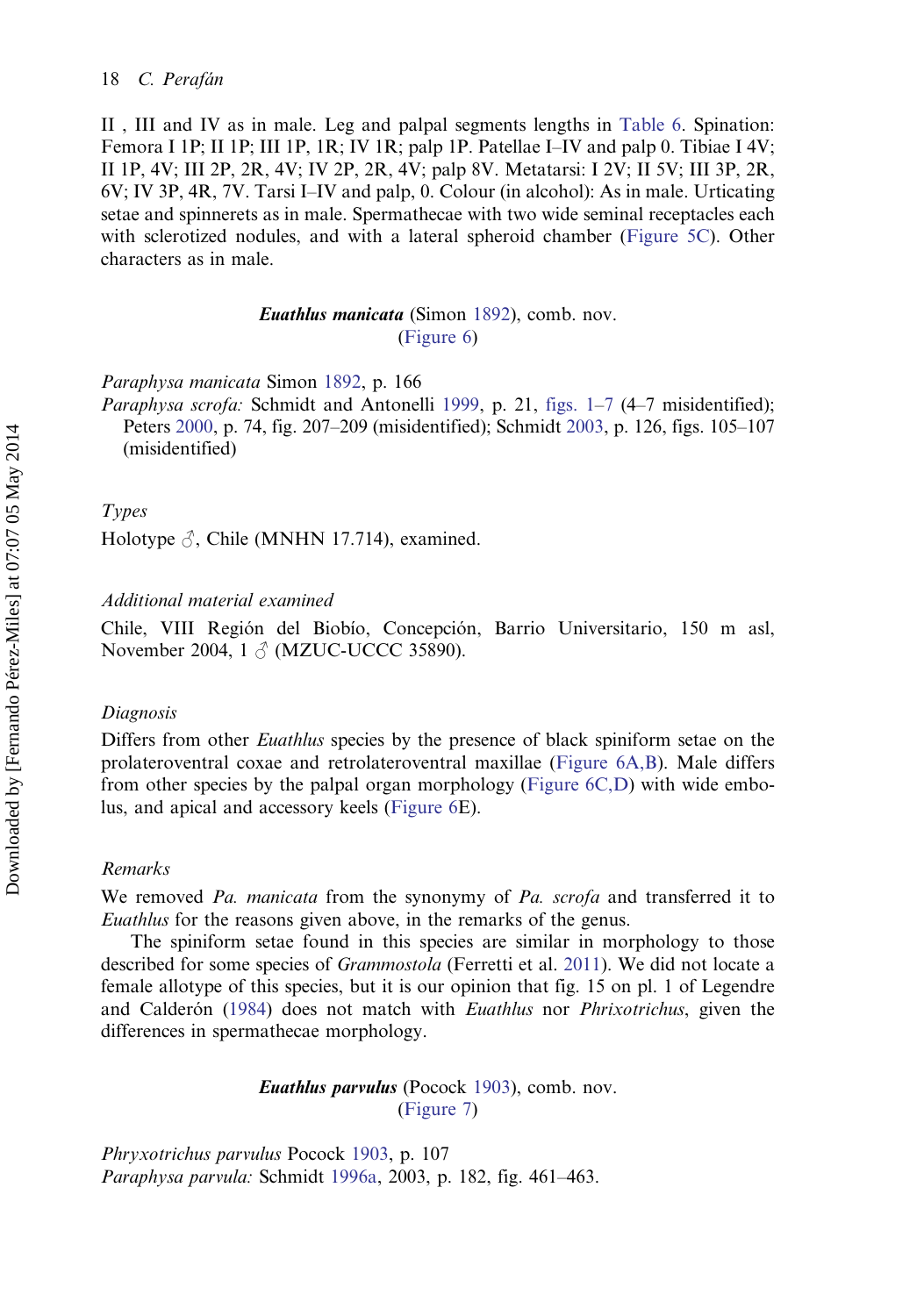II , III and IV as in male. Leg and palpal segments lengths in Table 6. Spination: Femora I 1P; II 1P; III 1P, 1R; IV 1R; palp 1P. Patellae I–IV and palp 0. Tibiae I 4V; II 1P, 4V; III 2P, 2R, 4V; IV 2P, 2R, 4V; palp 8V. Metatarsi: I 2V; II 5V; III 3P, 2R, 6V; IV 3P, 4R, 7V. Tarsi I–IV and palp, 0. Colour (in alcohol): As in male. Urticating setae and spinnerets as in male. Spermathecae with two wide seminal receptacles each with sclerotized nodules, and with a lateral spheroid chamber (Figure 5C). Other characters as in male.

## ***Euathlus manicata*** (Simon 1892), comb. nov.

(Figure 6)

*Paraphysa manicata* Simon 1892, p. 166
*Paraphysa scrofa:* Schmidt and Antonelli 1999, p. 21, figs. 1–7 (4–7 misidentified); Peters 2000, p. 74, fig. 207–209 (misidentified); Schmidt 2003, p. 126, figs. 105–107 (misidentified)

### *Types*

Holotype ♂, Chile (MNHN 17.714), examined.

### *Additional material examined*

Chile, VIII Región del Biobío, Concepción, Barrio Universitario, 150 m asl, November 2004, 1 ♂ (MZUC-UCCC 35890).

### *Diagnosis*

Differs from other *Euathlus* species by the presence of black spiniform setae on the prolateroventral coxae and retrolateroventral maxillae (Figure 6A,B). Male differs from other species by the palpal organ morphology (Figure 6C,D) with wide embolus, and apical and accessory keels (Figure 6E).

### *Remarks*

We removed *Pa. manicata* from the synonymy of *Pa. scrofa* and transferred it to *Euathlus* for the reasons given above, in the remarks of the genus.

The spiniform setae found in this species are similar in morphology to those described for some species of *Grammostola* (Ferretti et al. 2011). We did not locate a female allotype of this species, but it is our opinion that fig. 15 on pl. 1 of Legendre and Calderón (1984) does not match with *Euathlus* nor *Phrixotrichus*, given the differences in spermathecae morphology.

## ***Euathlus parvulus*** (Pocock 1903), comb. nov.

(Figure 7)

*Phryxotrichus parvulus* Pocock 1903, p. 107
*Paraphysa parvula:* Schmidt 1996a, 2003, p. 182, fig. 461–463.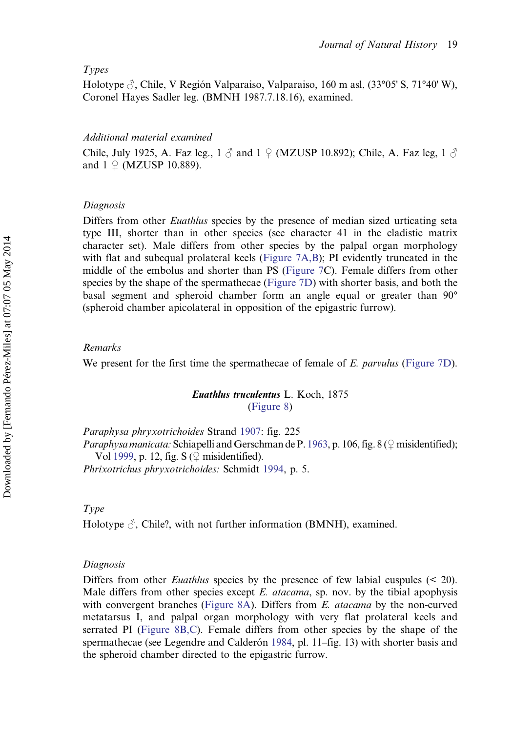### *Types*

Holotype ♂, Chile, V Región Valparaiso, Valparaiso, 160 m asl, (33°05' S, 71°40' W), Coronel Hayes Sadler leg. (BMNH 1987.7.18.16), examined.

### *Additional material examined*

Chile, July 1925, A. Faz leg., 1 ♂ and 1 ♀ (MZUSP 10.892); Chile, A. Faz leg, 1 ♂ and 1 ♀ (MZUSP 10.889).

### *Diagnosis*

Differs from other *Euathlus* species by the presence of median sized urticating seta type III, shorter than in other species (see character 41 in the cladistic matrix character set). Male differs from other species by the palpal organ morphology with flat and subequal prolateral keels (Figure 7A,B); PI evidently truncated in the middle of the embolus and shorter than PS (Figure 7C). Female differs from other species by the shape of the spermathecae (Figure 7D) with shorter basis, and both the basal segment and spheroid chamber form an angle equal or greater than 90° (spheroid chamber apicolateral in opposition of the epigastric furrow).

### *Remarks*

We present for the first time the spermathecae of female of *E. parvulus* (Figure 7D).

## ***Euathlus truculentus*** L. Koch, 1875
(Figure 8)

*Paraphysa phryxotrichoides* Strand 1907: fig. 225
*Paraphysa manicata:* Schiapelli and Gerschman de P. 1963, p. 106, fig. 8 (♀ misidentified); Vol 1999, p. 12, fig. S (♀ misidentified).
*Phrixotrichus phryxotrichoides:* Schmidt 1994, p. 5.

### *Type*

Holotype ♂, Chile?, with not further information (BMNH), examined.

### *Diagnosis*

Differs from other *Euathlus* species by the presence of few labial cuspules (< 20). Male differs from other species except *E. atacama*, sp. nov. by the tibial apophysis with convergent branches (Figure 8A). Differs from *E. atacama* by the non-curved metatarsus I, and palpal organ morphology with very flat prolateral keels and serrated PI (Figure 8B,C). Female differs from other species by the shape of the spermathecae (see Legendre and Calderón 1984, pl. 11–fig. 13) with shorter basis and the spheroid chamber directed to the epigastric furrow.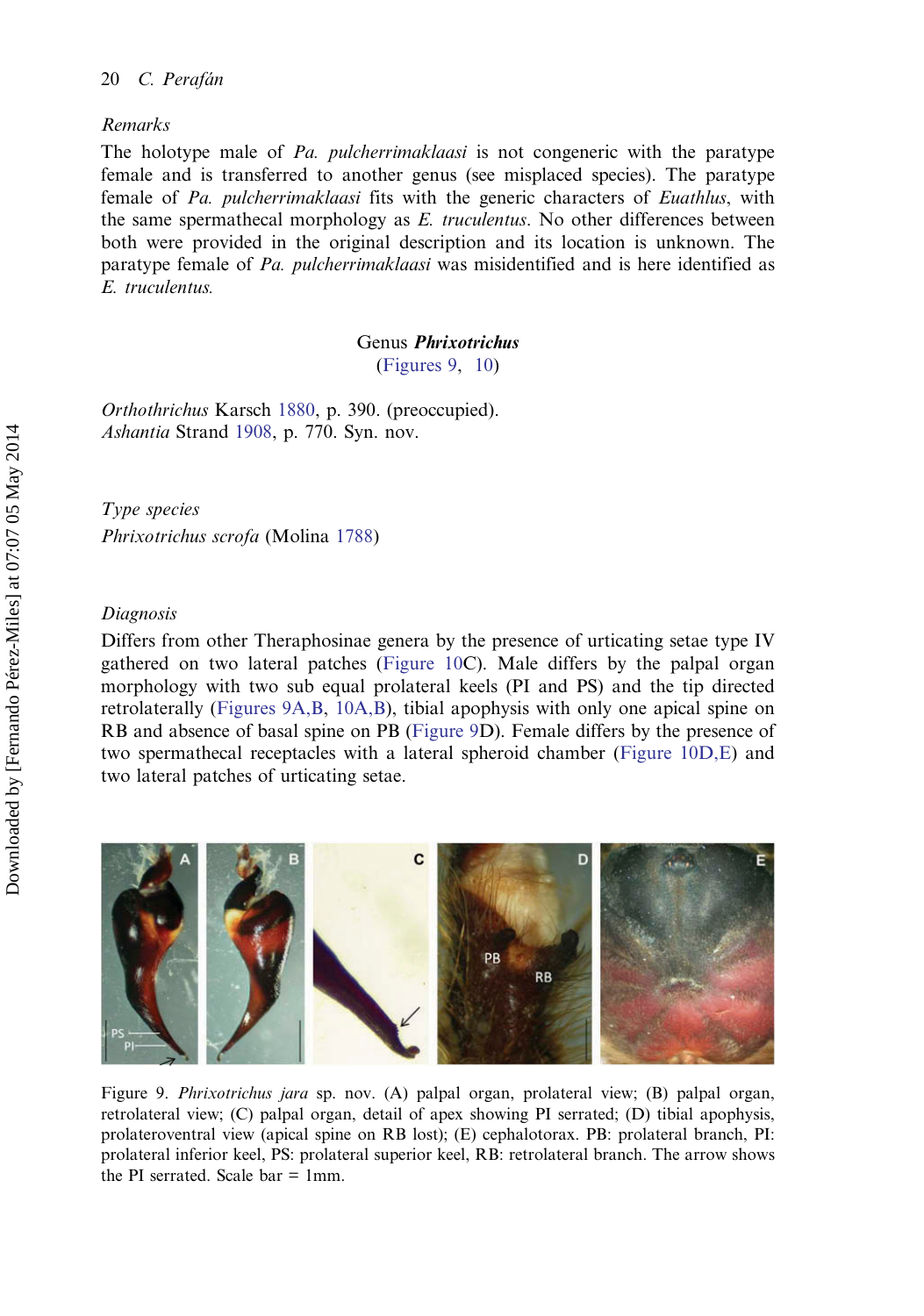### Remarks

The holotype male of *Pa. pulcherrimaklaasi* is not congeneric with the paratype female and is transferred to another genus (see misplaced species). The paratype female of *Pa. pulcherrimaklaasi* fits with the generic characters of *Euathlus*, with the same spermathecal morphology as *E. truculentus*. No other differences between both were provided in the original description and its location is unknown. The paratype female of *Pa. pulcherrimaklaasi* was misidentified and is here identified as *E. truculentus*.

## Genus *Phrixotrichus*

(Figures 9, 10)

*Orthothrichus* Karsch 1880, p. 390. (preoccupied).
*Ashantia* Strand 1908, p. 770. Syn. nov.

### Type species

*Phrixotrichus scrofa* (Molina 1788)

### Diagnosis

Differs from other Theraphosinae genera by the presence of urticating setae type IV gathered on two lateral patches (Figure 10C). Male differs by the palpal organ morphology with two sub equal prolateral keels (PI and PS) and the tip directed retrolaterally (Figures 9A,B, 10A,B), tibial apophysis with only one apical spine on RB and absence of basal spine on PB (Figure 9D). Female differs by the presence of two spermathecal receptacles with a lateral spheroid chamber (Figure 10D,E) and two lateral patches of urticating setae.

Figure 9. *Phrixotrichus jara* sp. nov. (A) palpal organ, prolateral view; (B) palpal organ, retrolateral view; (C) palpal organ, detail of apex showing PI serrated; (D) tibial apophysis, prolateroventral view (apical spine on RB lost); (E) cephalotorax. PB: prolateral branch, PI: prolateral inferior keel, PS: prolateral superior keel, RB: retrolateral branch. The arrow shows the PI serrated. Scale bar = 1mm.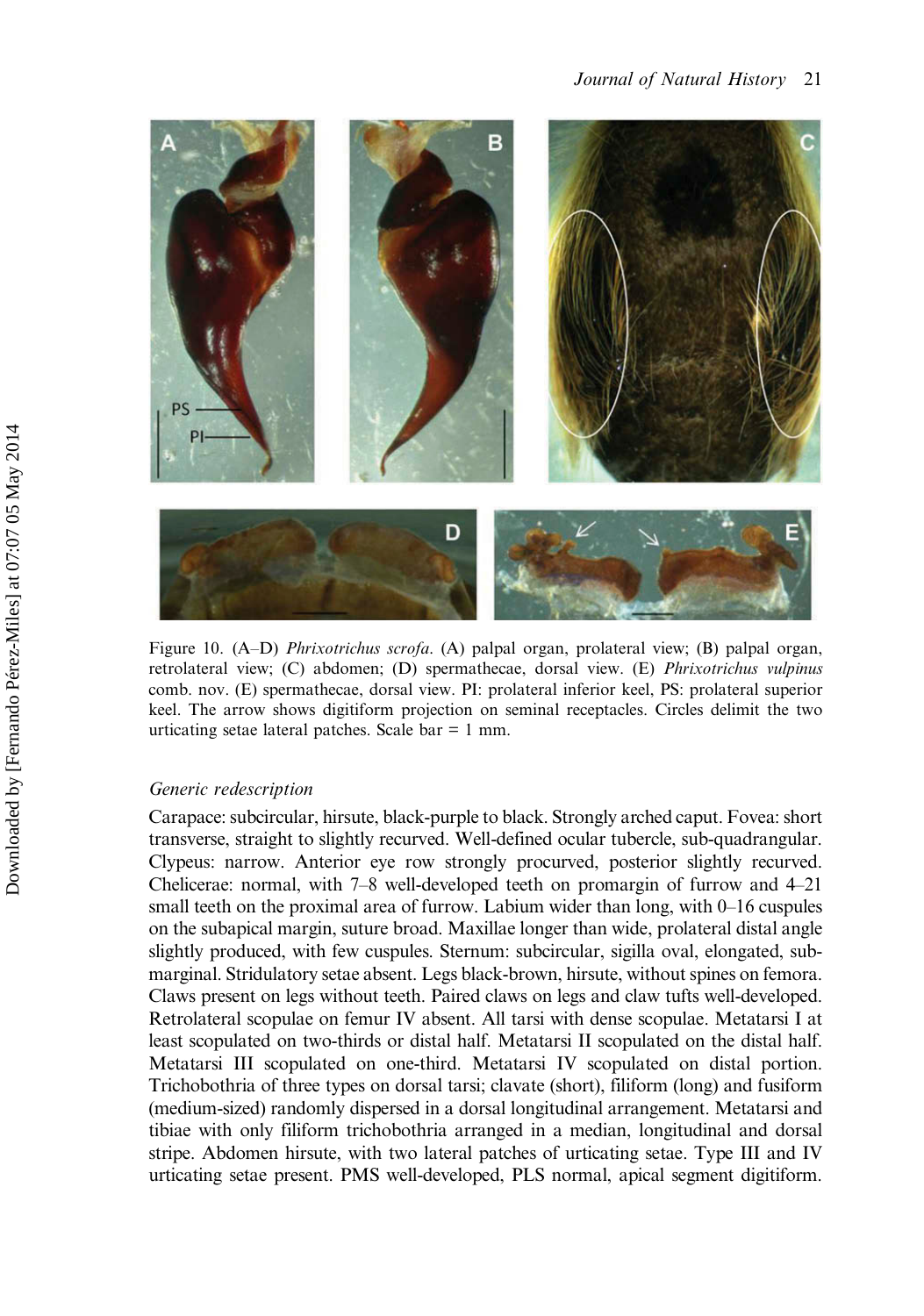Figure 10. (A–D) *Phrixotrichus scrofa*. (A) palpal organ, prolateral view; (B) palpal organ, retrolateral view; (C) abdomen; (D) spermathecae, dorsal view. (E) *Phrixotrichus vulpinus* comb. nov. (E) spermathecae, dorsal view. PI: prolateral inferior keel, PS: prolateral superior keel. The arrow shows digitiform projection on seminal receptacles. Circles delimit the two urticating setae lateral patches. Scale bar = 1 mm.

### *Generic redescription*

Carapace: subcircular, hirsute, black-purple to black. Strongly arched caput. Fovea: short transverse, straight to slightly recurved. Well-defined ocular tubercle, sub-quadrangular. Clypeus: narrow. Anterior eye row strongly procurved, posterior slightly recurved. Chelicerae: normal, with 7–8 well-developed teeth on promargin of furrow and 4–21 small teeth on the proximal area of furrow. Labium wider than long, with 0–16 cuspules on the subapical margin, suture broad. Maxillae longer than wide, prolateral distal angle slightly produced, with few cuspules. Sternum: subcircular, sigilla oval, elongated, sub-marginal. Stridulatory setae absent. Legs black-brown, hirsute, without spines on femora. Claws present on legs without teeth. Paired claws on legs and claw tufts well-developed. Retrolateral scopulae on femur IV absent. All tarsi with dense scopulae. Metatarsi I at least scopulated on two-thirds or distal half. Metatarsi II scopulated on the distal half. Metatarsi III scopulated on one-third. Metatarsi IV scopulated on distal portion. Trichobothria of three types on dorsal tarsi; clavate (short), filiform (long) and fusiform (medium-sized) randomly dispersed in a dorsal longitudinal arrangement. Metatarsi and tibiae with only filiform trichobothria arranged in a median, longitudinal and dorsal stripe. Abdomen hirsute, with two lateral patches of urticating setae. Type III and IV urticating setae present. PMS well-developed, PLS normal, apical segment digitiform.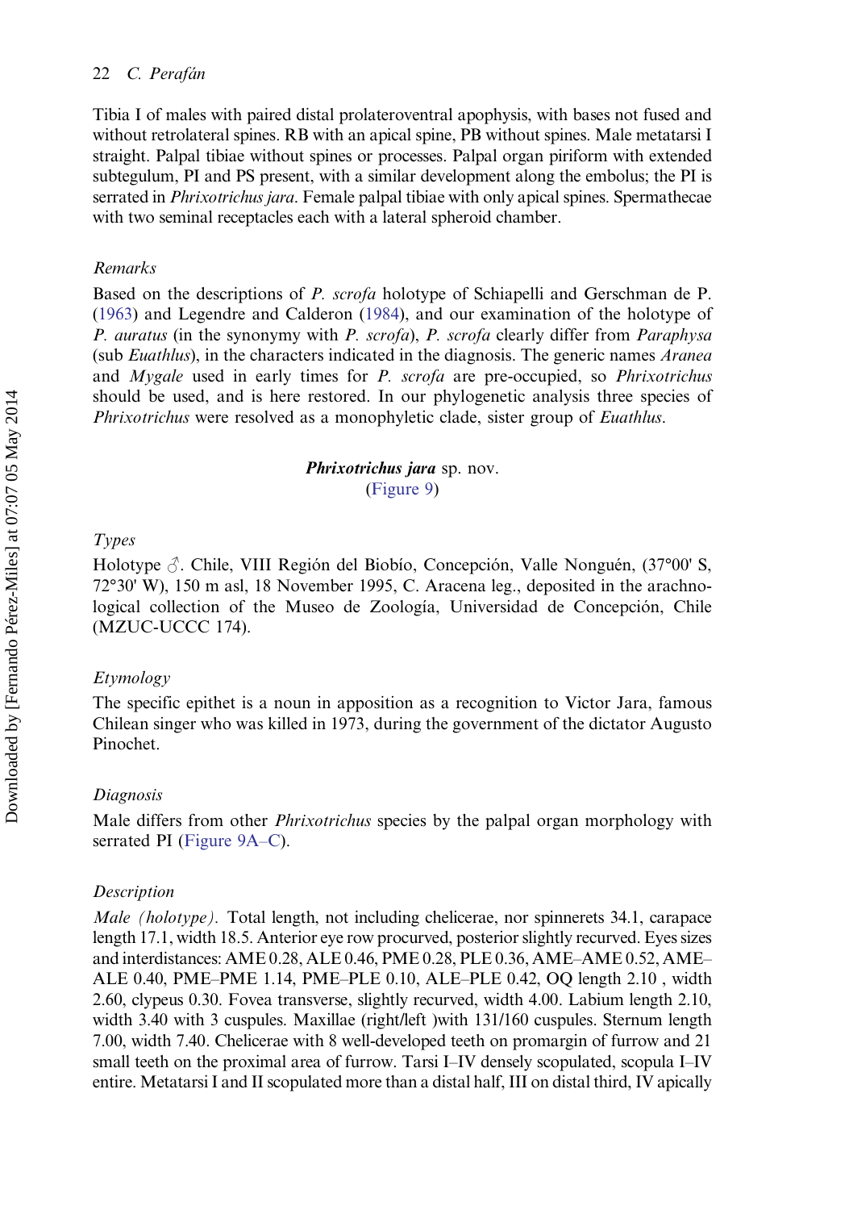Tibia I of males with paired distal prolateroventral apophysis, with bases not fused and without retrolateral spines. RB with an apical spine, PB without spines. Male metatarsi I straight. Palpal tibiae without spines or processes. Palpal organ piriform with extended subtegulum, PI and PS present, with a similar development along the embolus; the PI is serrated in *Phrixotrichus jara*. Female palpal tibiae with only apical spines. Spermathecae with two seminal receptacles each with a lateral spheroid chamber.

### *Remarks*

Based on the descriptions of *P. scrofa* holotype of Schiapelli and Gerschman de P. (1963) and Legendre and Calderon (1984), and our examination of the holotype of *P. auratus* (in the synonymy with *P. scrofa*), *P. scrofa* clearly differ from *Paraphysa* (sub *Euathlus*), in the characters indicated in the diagnosis. The generic names *Aranea* and *Mygale* used in early times for *P. scrofa* are pre-occupied, so *Phrixotrichus* should be used, and is here restored. In our phylogenetic analysis three species of *Phrixotrichus* were resolved as a monophyletic clade, sister group of *Euathlus*.

## ***Phrixotrichus jara*** sp. nov.

(Figure 9)

### *Types*

Holotype ♂. Chile, VIII Región del Biobío, Concepción, Valle Nonguén, (37°00' S, 72°30' W), 150 m asl, 18 November 1995, C. Aracena leg., deposited in the arachnological collection of the Museo de Zoología, Universidad de Concepción, Chile (MZUC-UCCC 174).

### *Etymology*

The specific epithet is a noun in apposition as a recognition to Victor Jara, famous Chilean singer who was killed in 1973, during the government of the dictator Augusto Pinochet.

### *Diagnosis*

Male differs from other *Phrixotrichus* species by the palpal organ morphology with serrated PI (Figure 9A–C).

### *Description*

*Male (holotype).* Total length, not including chelicerae, nor spinnerets 34.1, carapace length 17.1, width 18.5. Anterior eye row procurved, posterior slightly recurved. Eyes sizes and interdistances: AME 0.28, ALE 0.46, PME 0.28, PLE 0.36, AME–AME 0.52, AME–ALE 0.40, PME–PME 1.14, PME–PLE 0.10, ALE–PLE 0.42, OQ length 2.10 , width 2.60, clypeus 0.30. Fovea transverse, slightly recurved, width 4.00. Labium length 2.10, width 3.40 with 3 cuspules. Maxillae (right/left )with 131/160 cuspules. Sternum length 7.00, width 7.40. Chelicerae with 8 well-developed teeth on promargin of furrow and 21 small teeth on the proximal area of furrow. Tarsi I–IV densely scopulated, scopula I–IV entire. Metatarsi I and II scopulated more than a distal half, III on distal third, IV apically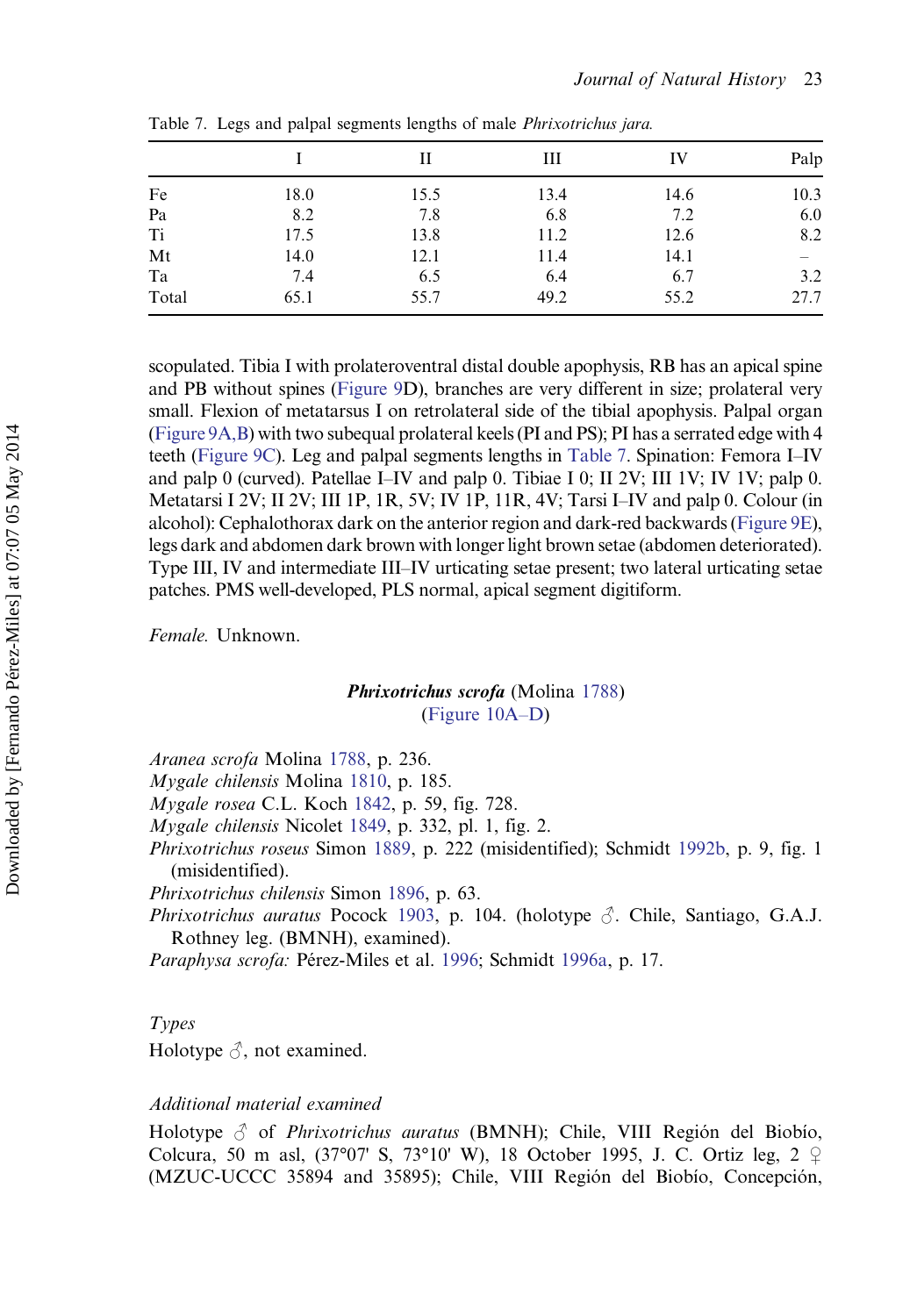Table 7. Legs and palpal segments lengths of male *Phrixotrichus jara*.

| | I | II | III | IV | Palp |
|---|---|---|---|---|---|
| Fe | 18.0 | 15.5 | 13.4 | 14.6 | 10.3 |
| Pa | 8.2 | 7.8 | 6.8 | 7.2 | 6.0 |
| Ti | 17.5 | 13.8 | 11.2 | 12.6 | 8.2 |
| Mt | 14.0 | 12.1 | 11.4 | 14.1 | – |
| Ta | 7.4 | 6.5 | 6.4 | 6.7 | 3.2 |
| Total | 65.1 | 55.7 | 49.2 | 55.2 | 27.7 |

scopulated. Tibia I with prolateroventral distal double apophysis, RB has an apical spine and PB without spines (Figure 9D), branches are very different in size; prolateral very small. Flexion of metatarsus I on retrolateral side of the tibial apophysis. Palpal organ (Figure 9A,B) with two subequal prolateral keels (PI and PS); PI has a serrated edge with 4 teeth (Figure 9C). Leg and palpal segments lengths in Table 7. Spination: Femora I–IV and palp 0 (curved). Patellae I–IV and palp 0. Tibiae I 0; II 2V; III 1V; IV 1V; palp 0. Metatarsi I 2V; II 2V; III 1P, 1R, 5V; IV 1P, 11R, 4V; Tarsi I–IV and palp 0. Colour (in alcohol): Cephalothorax dark on the anterior region and dark-red backwards (Figure 9E), legs dark and abdomen dark brown with longer light brown setae (abdomen deteriorated). Type III, IV and intermediate III–IV urticating setae present; two lateral urticating setae patches. PMS well-developed, PLS normal, apical segment digitiform.

*Female.* Unknown.

## ***Phrixotrichus scrofa*** (Molina 1788)
(Figure 10A–D)

*Aranea scrofa* Molina 1788, p. 236.
*Mygale chilensis* Molina 1810, p. 185.
*Mygale rosea* C.L. Koch 1842, p. 59, fig. 728.
*Mygale chilensis* Nicolet 1849, p. 332, pl. 1, fig. 2.
*Phrixotrichus roseus* Simon 1889, p. 222 (misidentified); Schmidt 1992b, p. 9, fig. 1 (misidentified).
*Phrixotrichus chilensis* Simon 1896, p. 63.
*Phrixotrichus auratus* Pocock 1903, p. 104. (holotype ♂. Chile, Santiago, G.A.J. Rothney leg. (BMNH), examined).
*Paraphysa scrofa:* Pérez-Miles et al. 1996; Schmidt 1996a, p. 17.

### *Types*

Holotype ♂, not examined.

### *Additional material examined*

Holotype ♂ of *Phrixotrichus auratus* (BMNH); Chile, VIII Región del Biobío, Colcura, 50 m asl, (37°07' S, 73°10' W), 18 October 1995, J. C. Ortiz leg, 2 ♀ (MZUC-UCCC 35894 and 35895); Chile, VIII Región del Biobío, Concepción,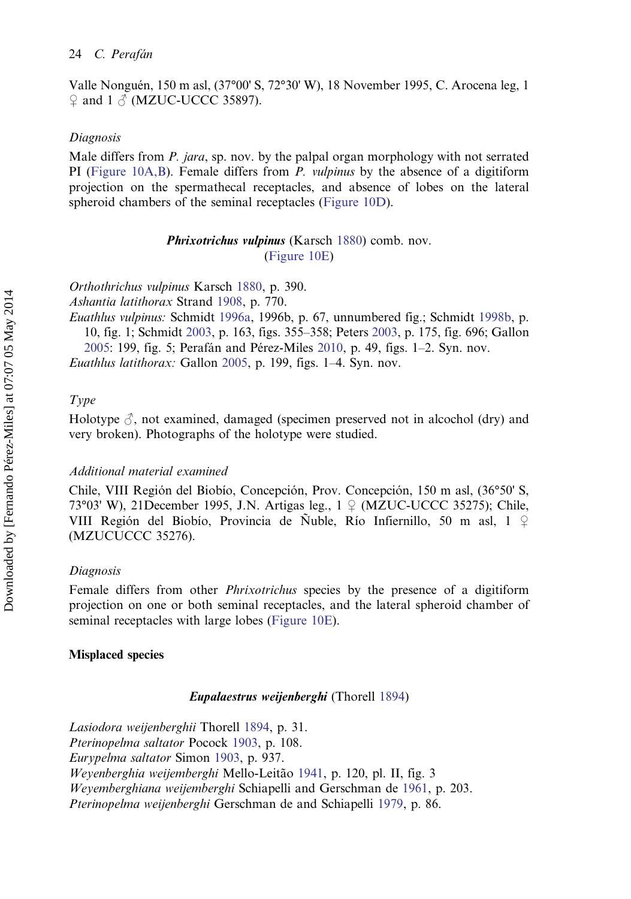Valle Nonguén, 150 m asl, (37°00' S, 72°30' W), 18 November 1995, C. Arocena leg, 1 ♀ and 1 ♂ (MZUC-UCCC 35897).

*Diagnosis*

Male differs from *P. jara*, sp. nov. by the palpal organ morphology with not serrated PI (Figure 10A,B). Female differs from *P. vulpinus* by the absence of a digitiform projection on the spermathecal receptacles, and absence of lobes on the lateral spheroid chambers of the seminal receptacles (Figure 10D).

**_Phrixotrichus vulpinus_** (Karsch 1880) comb. nov.
(Figure 10E)

*Orthothrichus vulpinus* Karsch 1880, p. 390.
*Ashantia latithorax* Strand 1908, p. 770.
*Euathlus vulpinus:* Schmidt 1996a, 1996b, p. 67, unnumbered fig.; Schmidt 1998b, p. 10, fig. 1; Schmidt 2003, p. 163, figs. 355–358; Peters 2003, p. 175, fig. 696; Gallon 2005: 199, fig. 5; Perafán and Pérez-Miles 2010, p. 49, figs. 1–2. Syn. nov.
*Euathlus latithorax:* Gallon 2005, p. 199, figs. 1–4. Syn. nov.

*Type*

Holotype ♂, not examined, damaged (specimen preserved not in alcohol (dry) and very broken). Photographs of the holotype were studied.

*Additional material examined*

Chile, VIII Región del Biobío, Concepción, Prov. Concepción, 150 m asl, (36°50' S, 73°03' W), 21December 1995, J.N. Artigas leg., 1 ♀ (MZUC-UCCC 35275); Chile, VIII Región del Biobío, Provincia de Ñuble, Río Infiernillo, 50 m asl, 1 ♀ (MZUCUCCC 35276).

*Diagnosis*

Female differs from other *Phrixotrichus* species by the presence of a digitiform projection on one or both seminal receptacles, and the lateral spheroid chamber of seminal receptacles with large lobes (Figure 10E).

**Misplaced species**

**_Eupalaestrus weijenberghi_** (Thorell 1894)

*Lasiodora weijenberghii* Thorell 1894, p. 31.
*Pterinopelma saltator* Pocock 1903, p. 108.
*Eurypelma saltator* Simon 1903, p. 937.
*Weyenberghia weijemberghi* Mello-Leitão 1941, p. 120, pl. II, fig. 3
*Weyemberghiana weijemberghi* Schiapelli and Gerschman de 1961, p. 203.
*Pterinopelma weijenberghi* Gerschman de and Schiapelli 1979, p. 86.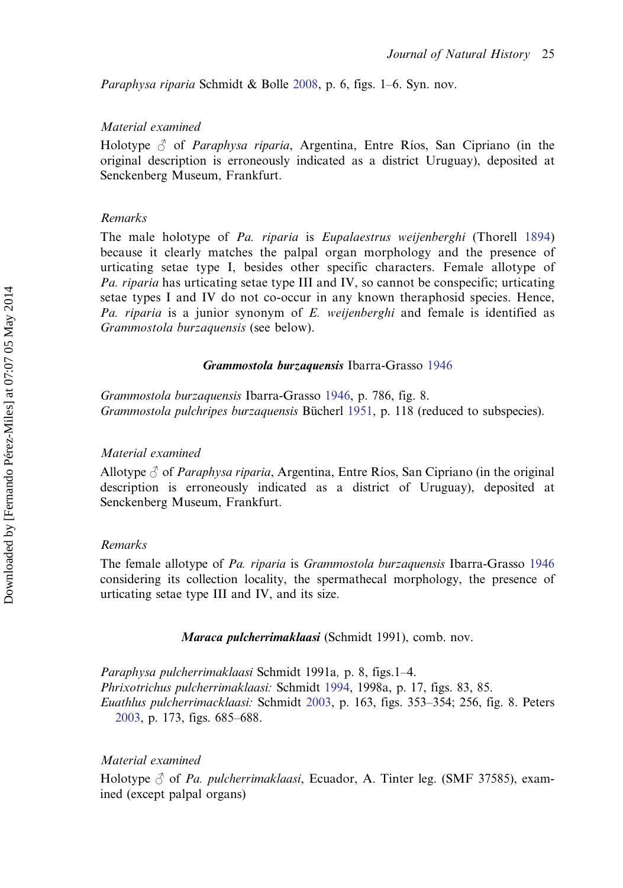*Paraphysa riparia* Schmidt & Bolle 2008, p. 6, figs. 1–6. Syn. nov.

*Material examined*

Holotype ♂ of *Paraphysa riparia*, Argentina, Entre Ríos, San Cipriano (in the original description is erroneously indicated as a district Uruguay), deposited at Senckenberg Museum, Frankfurt.

*Remarks*

The male holotype of *Pa. riparia* is *Eupalaestrus weijenberghi* (Thorell 1894) because it clearly matches the palpal organ morphology and the presence of urticating setae type I, besides other specific characters. Female allotype of *Pa. riparia* has urticating setae type III and IV, so cannot be conspecific; urticating setae types I and IV do not co-occur in any known theraphosid species. Hence, *Pa. riparia* is a junior synonym of *E. weijenberghi* and female is identified as *Grammostola burzaquensis* (see below).

### ***Grammostola burzaquensis*** Ibarra-Grasso 1946

*Grammostola burzaquensis* Ibarra-Grasso 1946, p. 786, fig. 8.
*Grammostola pulchripes burzaquensis* Bücherl 1951, p. 118 (reduced to subspecies).

*Material examined*

Allotype ♂ of *Paraphysa riparia*, Argentina, Entre Ríos, San Cipriano (in the original description is erroneously indicated as a district of Uruguay), deposited at Senckenberg Museum, Frankfurt.

*Remarks*

The female allotype of *Pa. riparia* is *Grammostola burzaquensis* Ibarra-Grasso 1946 considering its collection locality, the spermathecal morphology, the presence of urticating setae type III and IV, and its size.

### ***Maraca pulcherrimaklaasi*** (Schmidt 1991), comb. nov.

*Paraphysa pulcherrimaklaasi* Schmidt 1991a, p. 8, figs.1–4.
*Phrixotrichus pulcherrimaklaasi:* Schmidt 1994, 1998a, p. 17, figs. 83, 85.
*Euathlus pulcherrimacklaasi:* Schmidt 2003, p. 163, figs. 353–354; 256, fig. 8. Peters 2003, p. 173, figs. 685–688.

*Material examined*

Holotype ♂ of *Pa. pulcherrimaklaasi*, Ecuador, A. Tinter leg. (SMF 37585), examined (except palpal organs)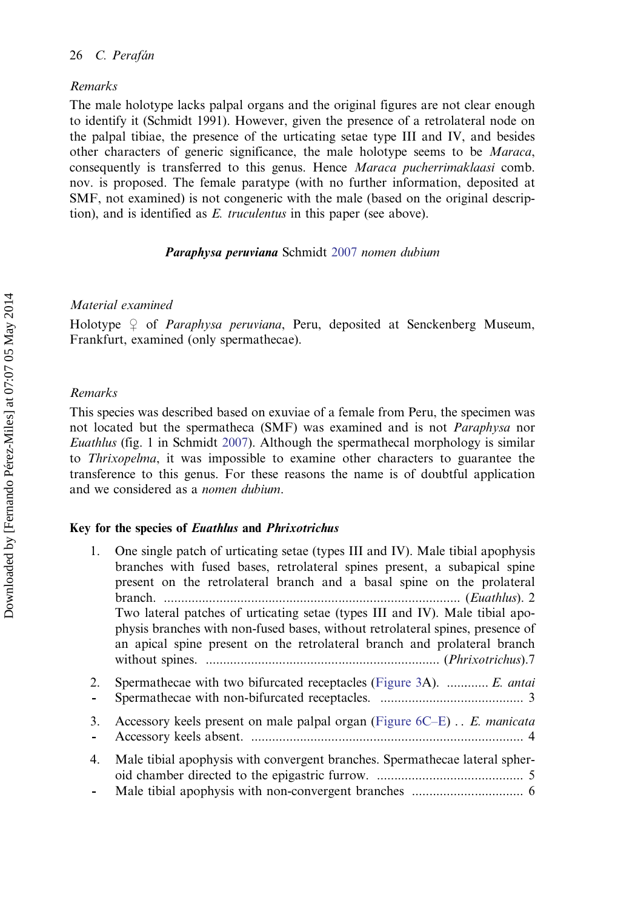### Remarks

The male holotype lacks palpal organs and the original figures are not clear enough to identify it (Schmidt 1991). However, given the presence of a retrolateral node on the palpal tibiae, the presence of the urticating setae type III and IV, and besides other characters of generic significance, the male holotype seems to be *Maraca*, consequently is transferred to this genus. Hence *Maraca pucherrimaklaasi* comb. nov. is proposed. The female paratype (with no further information, deposited at SMF, not examined) is not congeneric with the male (based on the original description), and is identified as *E. truculentus* in this paper (see above).

## ***Paraphysa peruviana*** Schmidt 2007 *nomen dubium*

### Material examined

Holotype ♀ of *Paraphysa peruviana*, Peru, deposited at Senckenberg Museum, Frankfurt, examined (only spermathecae).

### Remarks

This species was described based on exuviae of a female from Peru, the specimen was not located but the spermatheca (SMF) was examined and is not *Paraphysa* nor *Euathlus* (fig. 1 in Schmidt 2007). Although the spermathecal morphology is similar to *Thrixopelma*, it was impossible to examine other characters to guarantee the transference to this genus. For these reasons the name is of doubtful application and we considered as a *nomen dubium*.

## **Key for the species of *Euathlus* and *Phrixotrichus***

1. One single patch of urticating setae (types III and IV). Male tibial apophysis branches with fused bases, retrolateral spines present, a subapical spine present on the retrolateral branch and a basal spine on the prolateral branch. .................................................................................... (*Euathlus*). 2
   Two lateral patches of urticating setae (types III and IV). Male tibial apophysis branches with non-fused bases, without retrolateral spines, presence of an apical spine present on the retrolateral branch and prolateral branch without spines. .................................................................. (*Phrixotrichus*).7

2. Spermathecae with two bifurcated receptacles (Figure 3A). ............ *E. antai*
   - Spermathecae with non-bifurcated receptacles. ......................................... 3

3. Accessory keels present on male palpal organ (Figure 6C–E) . . *E. manicata*
   - Accessory keels absent. ............................................................................. 4

4. Male tibial apophysis with convergent branches. Spermathecae lateral spheroid chamber directed to the epigastric furrow. .......................................... 5
   - Male tibial apophysis with non-convergent branches ................................ 6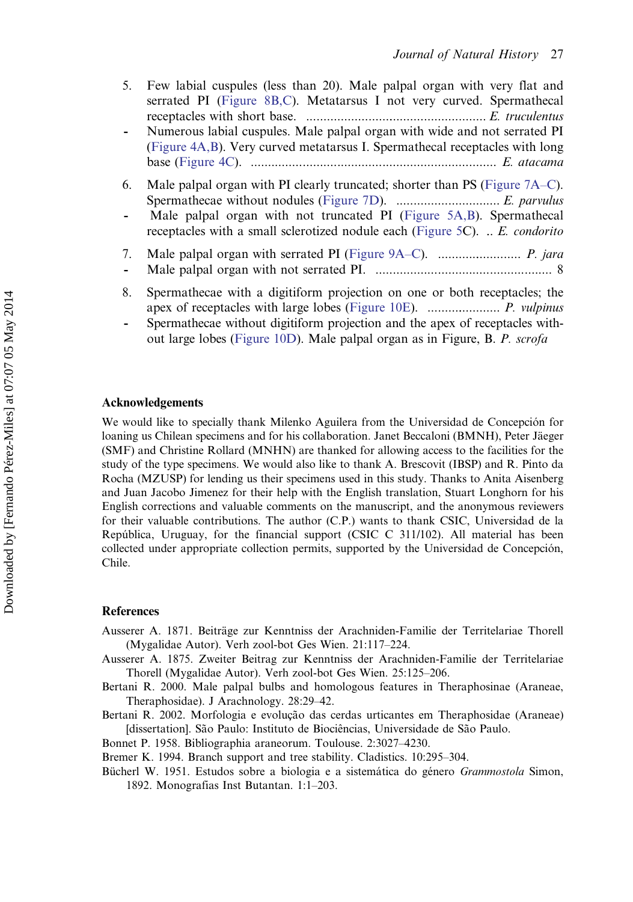5. Few labial cuspules (less than 20). Male palpal organ with very flat and serrated PI (Figure 8B,C). Metatarsus I not very curved. Spermathecal receptacles with short base. .................................................... *E. truculentus*
- Numerous labial cuspules. Male palpal organ with wide and not serrated PI (Figure 4A,B). Very curved metatarsus I. Spermathecal receptacles with long base (Figure 4C). ........................................................................ *E. atacama*

6. Male palpal organ with PI clearly truncated; shorter than PS (Figure 7A–C). Spermathecae without nodules (Figure 7D). .............................. *E. parvulus*
- Male palpal organ with not truncated PI (Figure 5A,B). Spermathecal receptacles with a small sclerotized nodule each (Figure 5C). .. *E. condorito*

7. Male palpal organ with serrated PI (Figure 9A–C). ........................ *P. jara*
- Male palpal organ with not serrated PI. .................................................... 8

8. Spermathecae with a digitiform projection on one or both receptacles; the apex of receptacles with large lobes (Figure 10E). ..................... *P. vulpinus*
- Spermathecae without digitiform projection and the apex of receptacles without large lobes (Figure 10D). Male palpal organ as in Figure, B. *P. scrofa*

## Acknowledgements

We would like to specially thank Milenko Aguilera from the Universidad de Concepción for loaning us Chilean specimens and for his collaboration. Janet Beccaloni (BMNH), Peter Jäeger (SMF) and Christine Rollard (MNHN) are thanked for allowing access to the facilities for the study of the type specimens. We would also like to thank A. Brescovit (IBSP) and R. Pinto da Rocha (MZUSP) for lending us their specimens used in this study. Thanks to Anita Aisenberg and Juan Jacobo Jimenez for their help with the English translation, Stuart Longhorn for his English corrections and valuable comments on the manuscript, and the anonymous reviewers for their valuable contributions. The author (C.P.) wants to thank CSIC, Universidad de la República, Uruguay, for the financial support (CSIC C 311/102). All material has been collected under appropriate collection permits, supported by the Universidad de Concepción, Chile.

## References

Ausserer A. 1871. Beiträge zur Kenntniss der Arachniden-Familie der Territelariae Thorell (Mygalidae Autor). Verh zool-bot Ges Wien. 21:117–224.

Ausserer A. 1875. Zweiter Beitrag zur Kenntniss der Arachniden-Familie der Territelariae Thorell (Mygalidae Autor). Verh zool-bot Ges Wien. 25:125–206.

Bertani R. 2000. Male palpal bulbs and homologous features in Theraphosinae (Araneae, Theraphosidae). J Arachnology. 28:29–42.

Bertani R. 2002. Morfologia e evolução das cerdas urticantes em Theraphosidae (Araneae) [dissertation]. São Paulo: Instituto de Biociências, Universidade de São Paulo.

Bonnet P. 1958. Bibliographia araneorum. Toulouse. 2:3027–4230.

Bremer K. 1994. Branch support and tree stability. Cladistics. 10:295–304.

Bücherl W. 1951. Estudos sobre a biologia e a sistemática do género *Grammostola* Simon, 1892. Monografias Inst Butantan. 1:1–203.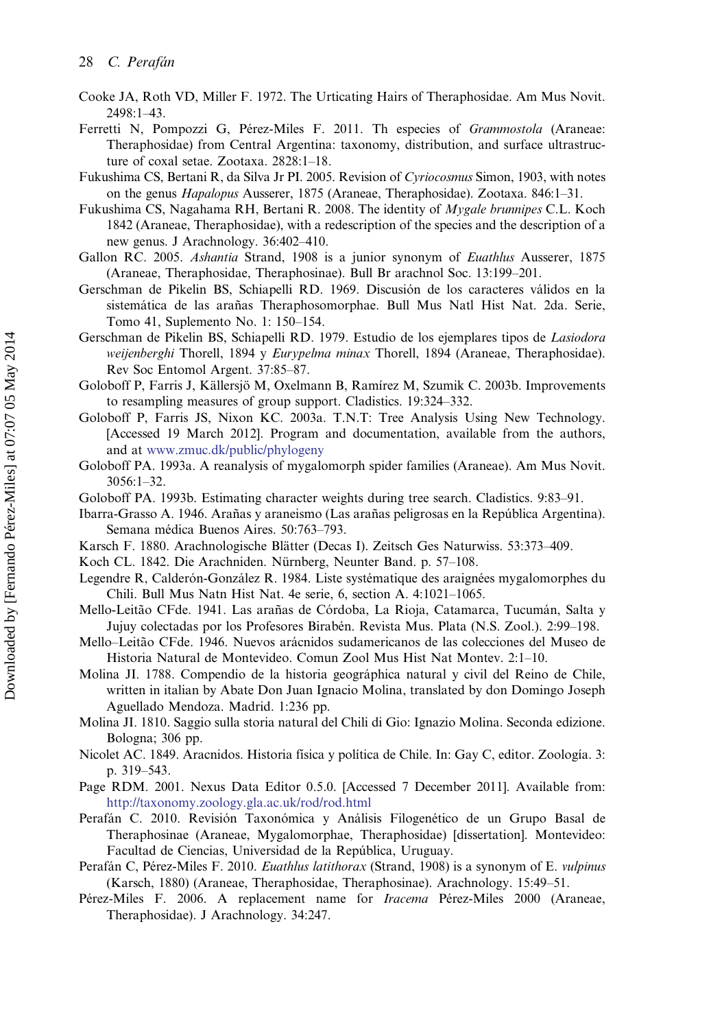Cooke JA, Roth VD, Miller F. 1972. The Urticating Hairs of Theraphosidae. Am Mus Novit. 2498:1–43.

Ferretti N, Pompozzi G, Pérez-Miles F. 2011. Th especies of *Grammostola* (Araneae: Theraphosidae) from Central Argentina: taxonomy, distribution, and surface ultrastructure of coxal setae. Zootaxa. 2828:1–18.

Fukushima CS, Bertani R, da Silva Jr PI. 2005. Revision of *Cyriocosmus* Simon, 1903, with notes on the genus *Hapalopus* Ausserer, 1875 (Araneae, Theraphosidae). Zootaxa. 846:1–31.

Fukushima CS, Nagahama RH, Bertani R. 2008. The identity of *Mygale brunnipes* C.L. Koch 1842 (Araneae, Theraphosidae), with a redescription of the species and the description of a new genus. J Arachnology. 36:402–410.

Gallon RC. 2005. *Ashantia* Strand, 1908 is a junior synonym of *Euathlus* Ausserer, 1875 (Araneae, Theraphosidae, Theraphosinae). Bull Br arachnol Soc. 13:199–201.

Gerschman de Pikelin BS, Schiapelli RD. 1969. Discusión de los caracteres válidos en la sistemática de las arañas Theraphosomorphae. Bull Mus Natl Hist Nat. 2da. Serie, Tomo 41, Suplemento No. 1: 150–154.

Gerschman de Pikelin BS, Schiapelli RD. 1979. Estudio de los ejemplares tipos de *Lasiodora weijenberghi* Thorell, 1894 y *Eurypelma minax* Thorell, 1894 (Araneae, Theraphosidae). Rev Soc Entomol Argent. 37:85–87.

Goloboff P, Farris J, Källersjö M, Oxelmann B, Ramírez M, Szumik C. 2003b. Improvements to resampling measures of group support. Cladistics. 19:324–332.

Goloboff P, Farris JS, Nixon KC. 2003a. T.N.T: Tree Analysis Using New Technology. [Accessed 19 March 2012]. Program and documentation, available from the authors, and at www.zmuc.dk/public/phylogeny

Goloboff PA. 1993a. A reanalysis of mygalomorph spider families (Araneae). Am Mus Novit. 3056:1–32.

Goloboff PA. 1993b. Estimating character weights during tree search. Cladistics. 9:83–91.

Ibarra-Grasso A. 1946. Arañas y araneismo (Las arañas peligrosas en la República Argentina). Semana médica Buenos Aires. 50:763–793.

Karsch F. 1880. Arachnologische Blätter (Decas I). Zeitsch Ges Naturwiss. 53:373–409.

Koch CL. 1842. Die Arachniden. Nürnberg, Neunter Band. p. 57–108.

Legendre R, Calderón-González R. 1984. Liste systématique des araignées mygalomorphes du Chili. Bull Mus Natn Hist Nat. 4e serie, 6, section A. 4:1021–1065.

Mello-Leitão CFde. 1941. Las arañas de Córdoba, La Rioja, Catamarca, Tucumán, Salta y Jujuy colectadas por los Profesores Birabén. Revista Mus. Plata (N.S. Zool.). 2:99–198.

Mello–Leitão CFde. 1946. Nuevos arácnidos sudamericanos de las colecciones del Museo de Historia Natural de Montevideo. Comun Zool Mus Hist Nat Montev. 2:1–10.

Molina JI. 1788. Compendio de la historia geográphica natural y civil del Reino de Chile, written in italian by Abate Don Juan Ignacio Molina, translated by don Domingo Joseph Aguellado Mendoza. Madrid. 1:236 pp.

Molina JI. 1810. Saggio sulla storia natural del Chili di Gio: Ignazio Molina. Seconda edizione. Bologna; 306 pp.

Nicolet AC. 1849. Aracnidos. Historia física y política de Chile. In: Gay C, editor. Zoología. 3: p. 319–543.

Page RDM. 2001. Nexus Data Editor 0.5.0. [Accessed 7 December 2011]. Available from: http://taxonomy.zoology.gla.ac.uk/rod/rod.html

Perafán C. 2010. Revisión Taxonómica y Análisis Filogenético de un Grupo Basal de Theraphosinae (Araneae, Mygalomorphae, Theraphosidae) [dissertation]. Montevideo: Facultad de Ciencias, Universidad de la República, Uruguay.

Perafán C, Pérez-Miles F. 2010. *Euathlus latithorax* (Strand, 1908) is a synonym of *E. vulpinus* (Karsch, 1880) (Araneae, Theraphosidae, Theraphosinae). Arachnology. 15:49–51.

Pérez-Miles F. 2006. A replacement name for *Iracema* Pérez-Miles 2000 (Araneae, Theraphosidae). J Arachnology. 34:247.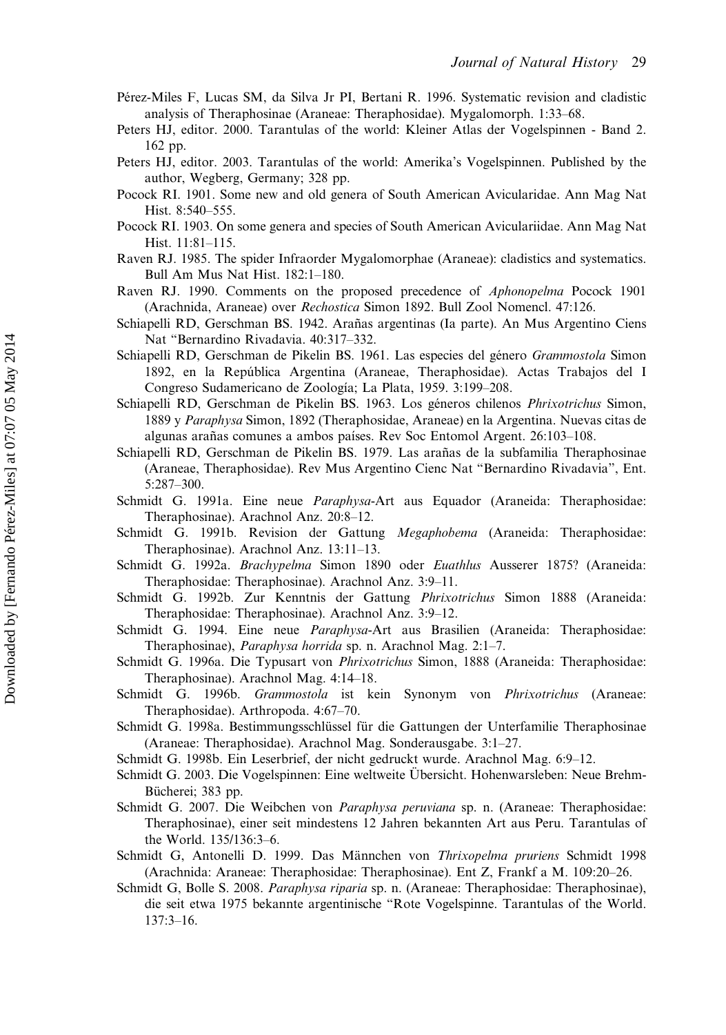Pérez-Miles F, Lucas SM, da Silva Jr PI, Bertani R. 1996. Systematic revision and cladistic analysis of Theraphosinae (Araneae: Theraphosidae). Mygalomorph. 1:33–68.

Peters HJ, editor. 2000. Tarantulas of the world: Kleiner Atlas der Vogelspinnen - Band 2. 162 pp.

Peters HJ, editor. 2003. Tarantulas of the world: Amerika's Vogelspinnen. Published by the author, Wegberg, Germany; 328 pp.

Pocock RI. 1901. Some new and old genera of South American Aviculariidae. Ann Mag Nat Hist. 8:540–555.

Pocock RI. 1903. On some genera and species of South American Aviculariidae. Ann Mag Nat Hist. 11:81–115.

Raven RJ. 1985. The spider Infraorder Mygalomorphae (Araneae): cladistics and systematics. Bull Am Mus Nat Hist. 182:1–180.

Raven RJ. 1990. Comments on the proposed precedence of *Aphonopelma* Pocock 1901 (Arachnida, Araneae) over *Rechostica* Simon 1892. Bull Zool Nomencl. 47:126.

Schiapelli RD, Gerschman BS. 1942. Arañas argentinas (Ia parte). An Mus Argentino Ciens Nat "Bernardino Rivadavia. 40:317–332.

Schiapelli RD, Gerschman de Pikelin BS. 1961. Las especies del género *Grammostola* Simon 1892, en la República Argentina (Araneae, Theraphosidae). Actas Trabajos del I Congreso Sudamericano de Zoología; La Plata, 1959. 3:199–208.

Schiapelli RD, Gerschman de Pikelin BS. 1963. Los géneros chilenos *Phrixotrichus* Simon, 1889 y *Paraphysa* Simon, 1892 (Theraphosidae, Araneae) en la Argentina. Nuevas citas de algunas arañas comunes a ambos países. Rev Soc Entomol Argent. 26:103–108.

Schiapelli RD, Gerschman de Pikelin BS. 1979. Las arañas de la subfamilia Theraphosinae (Araneae, Theraphosidae). Rev Mus Argentino Cienc Nat "Bernardino Rivadavia", Ent. 5:287–300.

Schmidt G. 1991a. Eine neue *Paraphysa*-Art aus Equador (Araneida: Theraphosidae: Theraphosinae). Arachnol Anz. 20:8–12.

Schmidt G. 1991b. Revision der Gattung *Megaphobema* (Araneida: Theraphosidae: Theraphosinae). Arachnol Anz. 13:11–13.

Schmidt G. 1992a. *Brachypelma* Simon 1890 oder *Euathlus* Ausserer 1875? (Araneida: Theraphosidae: Theraphosinae). Arachnol Anz. 3:9–11.

Schmidt G. 1992b. Zur Kenntnis der Gattung *Phrixotrichus* Simon 1888 (Araneida: Theraphosidae: Theraphosinae). Arachnol Anz. 3:9–12.

Schmidt G. 1994. Eine neue *Paraphysa*-Art aus Brasilien (Araneida: Theraphosidae: Theraphosinae), *Paraphysa horrida* sp. n. Arachnol Mag. 2:1–7.

Schmidt G. 1996a. Die Typusart von *Phrixotrichus* Simon, 1888 (Araneida: Theraphosidae: Theraphosinae). Arachnol Mag. 4:14–18.

Schmidt G. 1996b. *Grammostola* ist kein Synonym von *Phrixotrichus* (Araneae: Theraphosidae). Arthropoda. 4:67–70.

Schmidt G. 1998a. Bestimmungsschlüssel für die Gattungen der Unterfamilie Theraphosinae (Araneae: Theraphosidae). Arachnol Mag. Sonderausgabe. 3:1–27.

Schmidt G. 1998b. Ein Leserbrief, der nicht gedruckt wurde. Arachnol Mag. 6:9–12.

Schmidt G. 2003. Die Vogelspinnen: Eine weltweite Übersicht. Hohenwarsleben: Neue Brehm-Bücherei; 383 pp.

Schmidt G. 2007. Die Weibchen von *Paraphysa peruviana* sp. n. (Araneae: Theraphosidae: Theraphosinae), einer seit mindestens 12 Jahren bekannten Art aus Peru. Tarantulas of the World. 135/136:3–6.

Schmidt G, Antonelli D. 1999. Das Männchen von *Thrixopelma pruriens* Schmidt 1998 (Arachnida: Araneae: Theraphosidae: Theraphosinae). Ent Z, Frankf a M. 109:20–26.

Schmidt G, Bolle S. 2008. *Paraphysa riparia* sp. n. (Araneae: Theraphosidae: Theraphosinae), die seit etwa 1975 bekannte argentinische "Rote Vogelspinne. Tarantulas of the World. 137:3–16.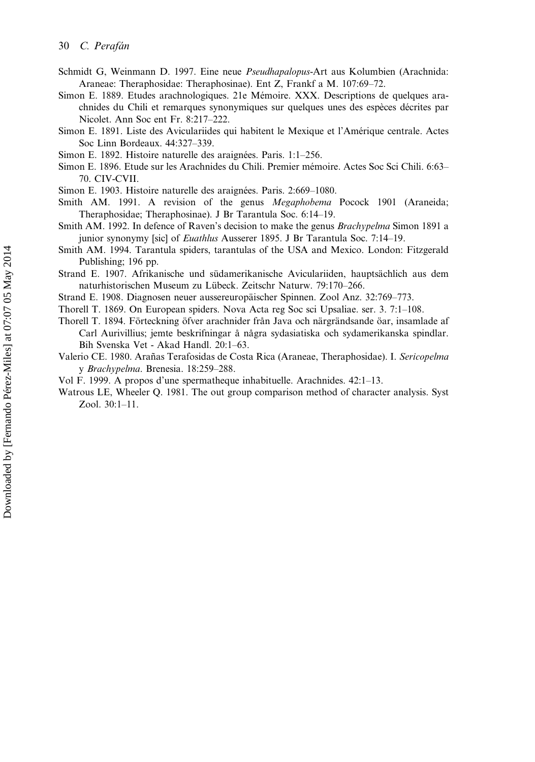Schmidt G, Weinmann D. 1997. Eine neue *Pseudhapalopus*-Art aus Kolumbien (Arachnida: Araneae: Theraphosidae: Theraphosinae). Ent Z, Frankf a M. 107:69–72.

Simon E. 1889. Etudes arachnologiques. 21e Mémoire. XXX. Descriptions de quelques arachnides du Chili et remarques synonymiques sur quelques unes des espèces décrites par Nicolet. Ann Soc ent Fr. 8:217–222.

Simon E. 1891. Liste des Aviculariides qui habitent le Mexique et l'Amérique centrale. Actes Soc Linn Bordeaux. 44:327–339.

Simon E. 1892. Histoire naturelle des araignées. Paris. 1:1–256.

Simon E. 1896. Etude sur les Arachnides du Chili. Premier mémoire. Actes Soc Sci Chili. 6:63–70. CIV-CVII.

Simon E. 1903. Histoire naturelle des araignées. Paris. 2:669–1080.

Smith AM. 1991. A revision of the genus *Megaphobema* Pocock 1901 (Araneida; Theraphosidae; Theraphosinae). J Br Tarantula Soc. 6:14–19.

Smith AM. 1992. In defence of Raven's decision to make the genus *Brachypelma* Simon 1891 a junior synonymy [sic] of *Euathlus* Ausserer 1895. J Br Tarantula Soc. 7:14–19.

Smith AM. 1994. Tarantula spiders, tarantulas of the USA and Mexico. London: Fitzgerald Publishing; 196 pp.

Strand E. 1907. Afrikanische und südamerikanische Aviculariiden, hauptsächlich aus dem naturhistorischen Museum zu Lübeck. Zeitschr Naturw. 79:170–266.

Strand E. 1908. Diagnosen neuer aussereuropäischer Spinnen. Zool Anz. 32:769–773.

Thorell T. 1869. On European spiders. Nova Acta reg Soc sci Upsaliae. ser. 3. 7:1–108.

Thorell T. 1894. Förteckning öfver arachnider från Java och närgrändsande öar, insamlade af Carl Aurivillius; jemte beskrifningar å några sydasiatiska och sydamerikanska spindlar. Bih Svenska Vet - Akad Handl. 20:1–63.

Valerio CE. 1980. Arañas Terafosidas de Costa Rica (Araneae, Theraphosidae). I. *Sericopelma* y *Brachypelma*. Brenesia. 18:259–288.

Vol F. 1999. A propos d'une spermatheque inhabituelle. Arachnides. 42:1–13.

Watrous LE, Wheeler Q. 1981. The out group comparison method of character analysis. Syst Zool. 30:1–11.